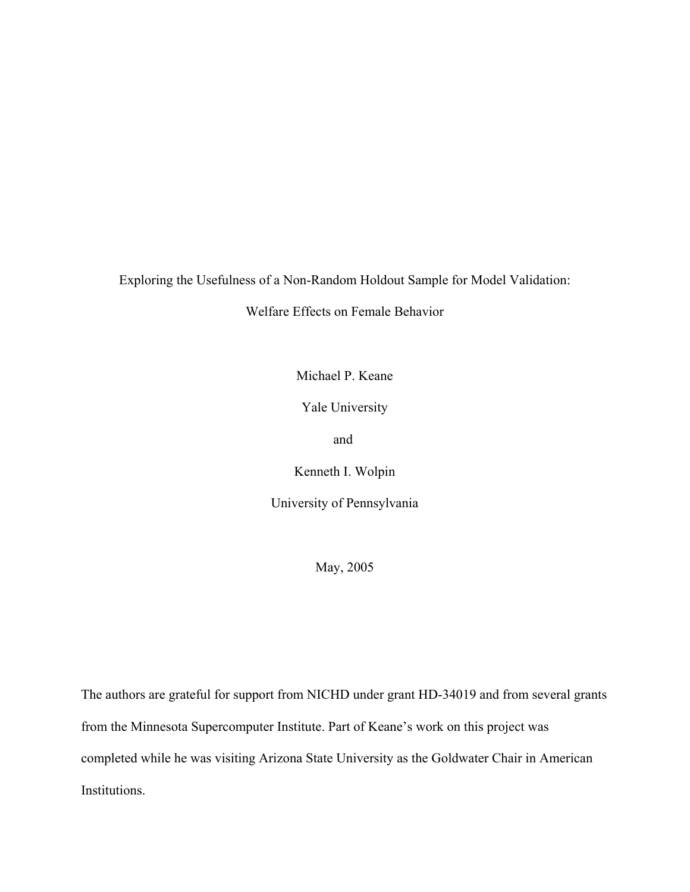# Exploring the Usefulness of a Non-Random Holdout Sample for Model Validation:

## Welfare Effects on Female Behavior

Michael P. Keane

Yale University

and

Kenneth I. Wolpin

University of Pennsylvania

May, 2005

The authors are grateful for support from NICHD under grant HD-34019 and from several grants from the Minnesota Supercomputer Institute. Part of Keane's work on this project was completed while he was visiting Arizona State University as the Goldwater Chair in American Institutions.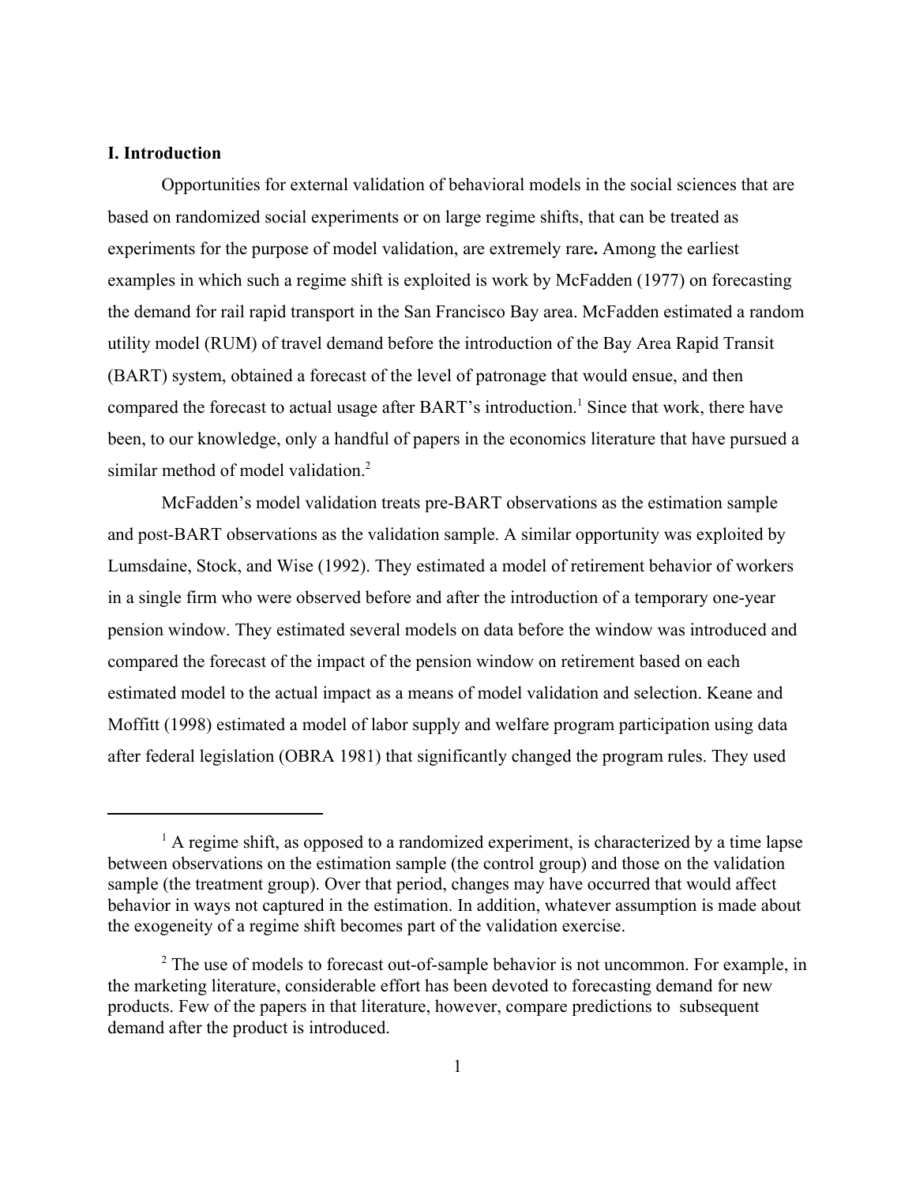## I. Introduction

Opportunities for external validation of behavioral models in the social sciences that are based on randomized social experiments or on large regime shifts, that can be treated as experiments for the purpose of model validation, are extremely rare**.** Among the earliest examples in which such a regime shift is exploited is work by McFadden (1977) on forecasting the demand for rail rapid transport in the San Francisco Bay area. McFadden estimated a random utility model (RUM) of travel demand before the introduction of the Bay Area Rapid Transit (BART) system, obtained a forecast of the level of patronage that would ensue, and then compared the forecast to actual usage after BART's introduction.[1] Since that work, there have been, to our knowledge, only a handful of papers in the economics literature that have pursued a similar method of model validation.[2]

McFadden's model validation treats pre-BART observations as the estimation sample and post-BART observations as the validation sample. A similar opportunity was exploited by Lumsdaine, Stock, and Wise (1992). They estimated a model of retirement behavior of workers in a single firm who were observed before and after the introduction of a temporary one-year pension window. They estimated several models on data before the window was introduced and compared the forecast of the impact of the pension window on retirement based on each estimated model to the actual impact as a means of model validation and selection. Keane and Moffitt (1998) estimated a model of labor supply and welfare program participation using data after federal legislation (OBRA 1981) that significantly changed the program rules. They used

---

[1] A regime shift, as opposed to a randomized experiment, is characterized by a time lapse between observations on the estimation sample (the control group) and those on the validation sample (the treatment group). Over that period, changes may have occurred that would affect behavior in ways not captured in the estimation. In addition, whatever assumption is made about the exogeneity of a regime shift becomes part of the validation exercise.

[2] The use of models to forecast out-of-sample behavior is not uncommon. For example, in the marketing literature, considerable effort has been devoted to forecasting demand for new products. Few of the papers in that literature, however, compare predictions to subsequent demand after the product is introduced.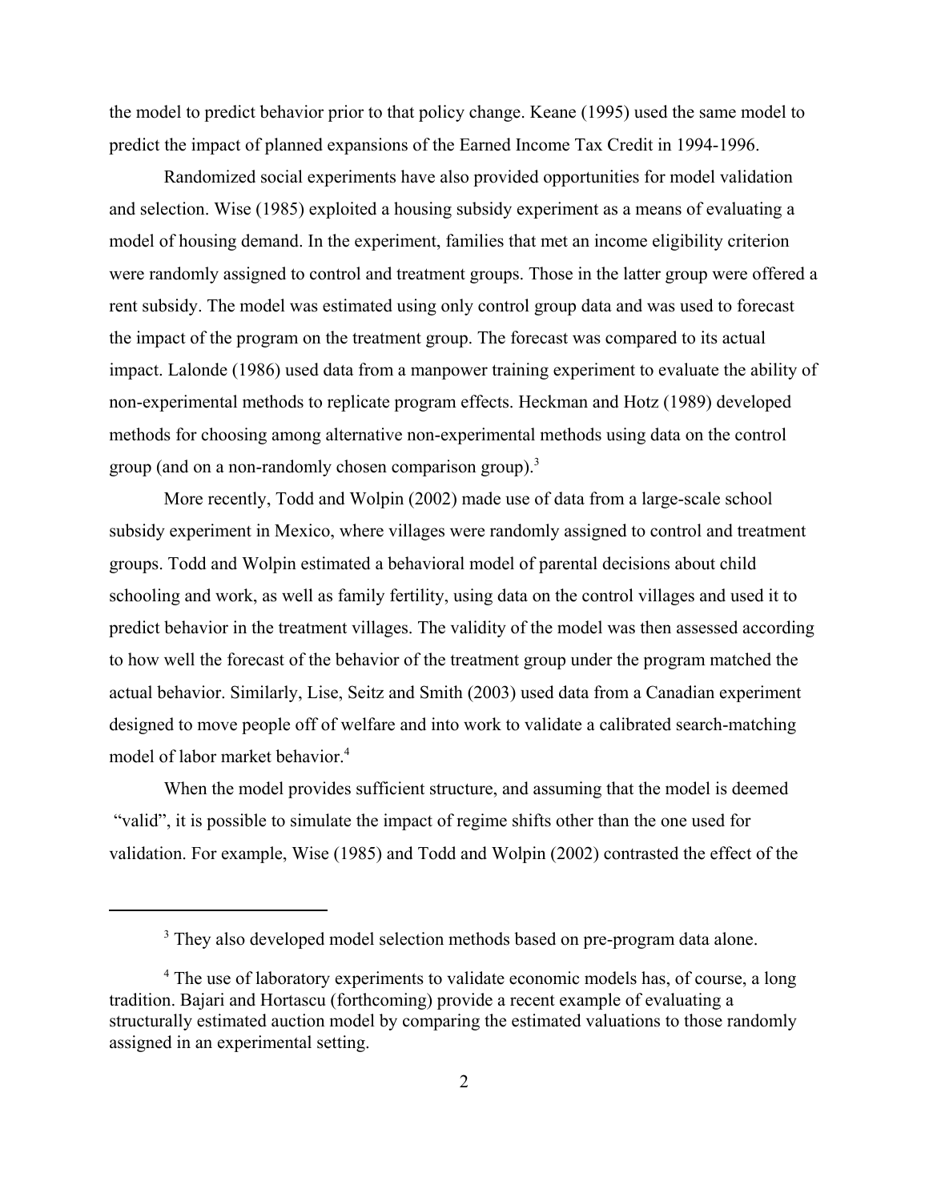the model to predict behavior prior to that policy change. Keane (1995) used the same model to predict the impact of planned expansions of the Earned Income Tax Credit in 1994-1996.

Randomized social experiments have also provided opportunities for model validation and selection. Wise (1985) exploited a housing subsidy experiment as a means of evaluating a model of housing demand. In the experiment, families that met an income eligibility criterion were randomly assigned to control and treatment groups. Those in the latter group were offered a rent subsidy. The model was estimated using only control group data and was used to forecast the impact of the program on the treatment group. The forecast was compared to its actual impact. Lalonde (1986) used data from a manpower training experiment to evaluate the ability of non-experimental methods to replicate program effects. Heckman and Hotz (1989) developed methods for choosing among alternative non-experimental methods using data on the control group (and on a non-randomly chosen comparison group).[3]

More recently, Todd and Wolpin (2002) made use of data from a large-scale school subsidy experiment in Mexico, where villages were randomly assigned to control and treatment groups. Todd and Wolpin estimated a behavioral model of parental decisions about child schooling and work, as well as family fertility, using data on the control villages and used it to predict behavior in the treatment villages. The validity of the model was then assessed according to how well the forecast of the behavior of the treatment group under the program matched the actual behavior. Similarly, Lise, Seitz and Smith (2003) used data from a Canadian experiment designed to move people off of welfare and into work to validate a calibrated search-matching model of labor market behavior.[4]

When the model provides sufficient structure, and assuming that the model is deemed "valid", it is possible to simulate the impact of regime shifts other than the one used for validation. For example, Wise (1985) and Todd and Wolpin (2002) contrasted the effect of the

---

[3] They also developed model selection methods based on pre-program data alone.

[4] The use of laboratory experiments to validate economic models has, of course, a long tradition. Bajari and Hortascu (forthcoming) provide a recent example of evaluating a structurally estimated auction model by comparing the estimated valuations to those randomly assigned in an experimental setting.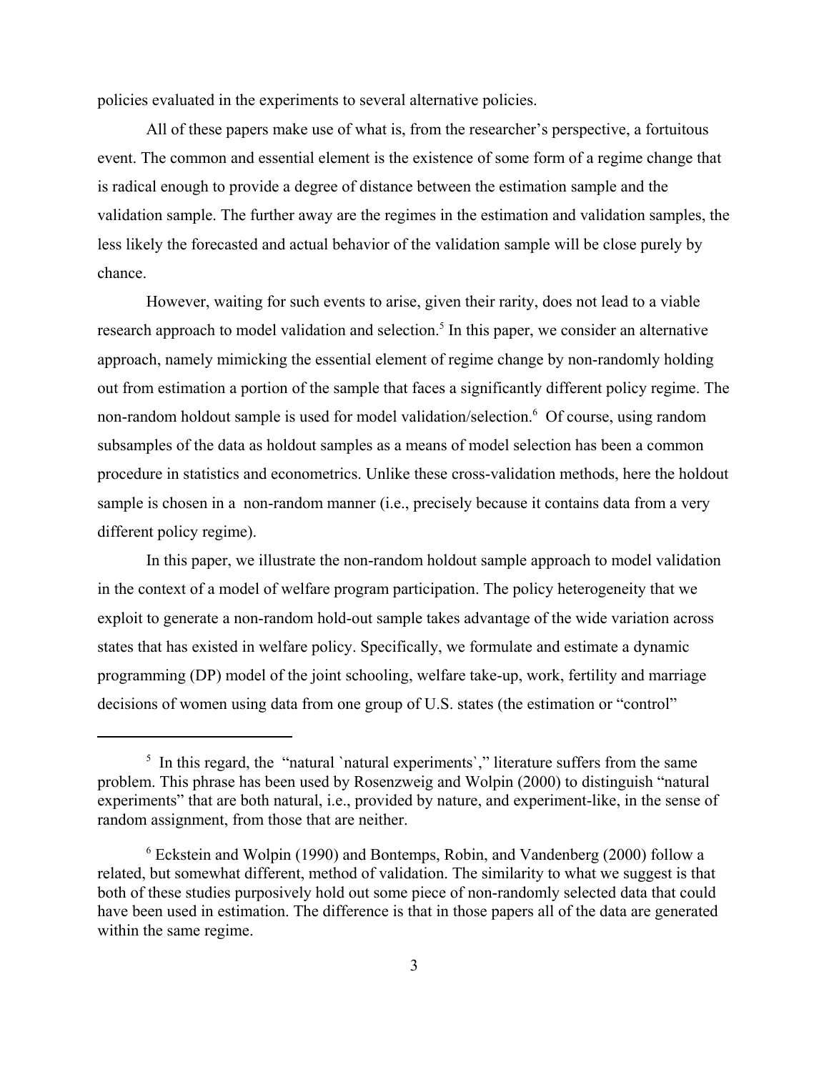policies evaluated in the experiments to several alternative policies.

All of these papers make use of what is, from the researcher's perspective, a fortuitous event. The common and essential element is the existence of some form of a regime change that is radical enough to provide a degree of distance between the estimation sample and the validation sample. The further away are the regimes in the estimation and validation samples, the less likely the forecasted and actual behavior of the validation sample will be close purely by chance.

However, waiting for such events to arise, given their rarity, does not lead to a viable research approach to model validation and selection.[5] In this paper, we consider an alternative approach, namely mimicking the essential element of regime change by non-randomly holding out from estimation a portion of the sample that faces a significantly different policy regime. The non-random holdout sample is used for model validation/selection.[6] Of course, using random subsamples of the data as holdout samples as a means of model selection has been a common procedure in statistics and econometrics. Unlike these cross-validation methods, here the holdout sample is chosen in a non-random manner (i.e., precisely because it contains data from a very different policy regime).

In this paper, we illustrate the non-random holdout sample approach to model validation in the context of a model of welfare program participation. The policy heterogeneity that we exploit to generate a non-random hold-out sample takes advantage of the wide variation across states that has existed in welfare policy. Specifically, we formulate and estimate a dynamic programming (DP) model of the joint schooling, welfare take-up, work, fertility and marriage decisions of women using data from one group of U.S. states (the estimation or "control"

---

[5] In this regard, the "natural `natural experiments`," literature suffers from the same problem. This phrase has been used by Rosenzweig and Wolpin (2000) to distinguish "natural experiments" that are both natural, i.e., provided by nature, and experiment-like, in the sense of random assignment, from those that are neither.

[6] Eckstein and Wolpin (1990) and Bontemps, Robin, and Vandenberg (2000) follow a related, but somewhat different, method of validation. The similarity to what we suggest is that both of these studies purposively hold out some piece of non-randomly selected data that could have been used in estimation. The difference is that in those papers all of the data are generated within the same regime.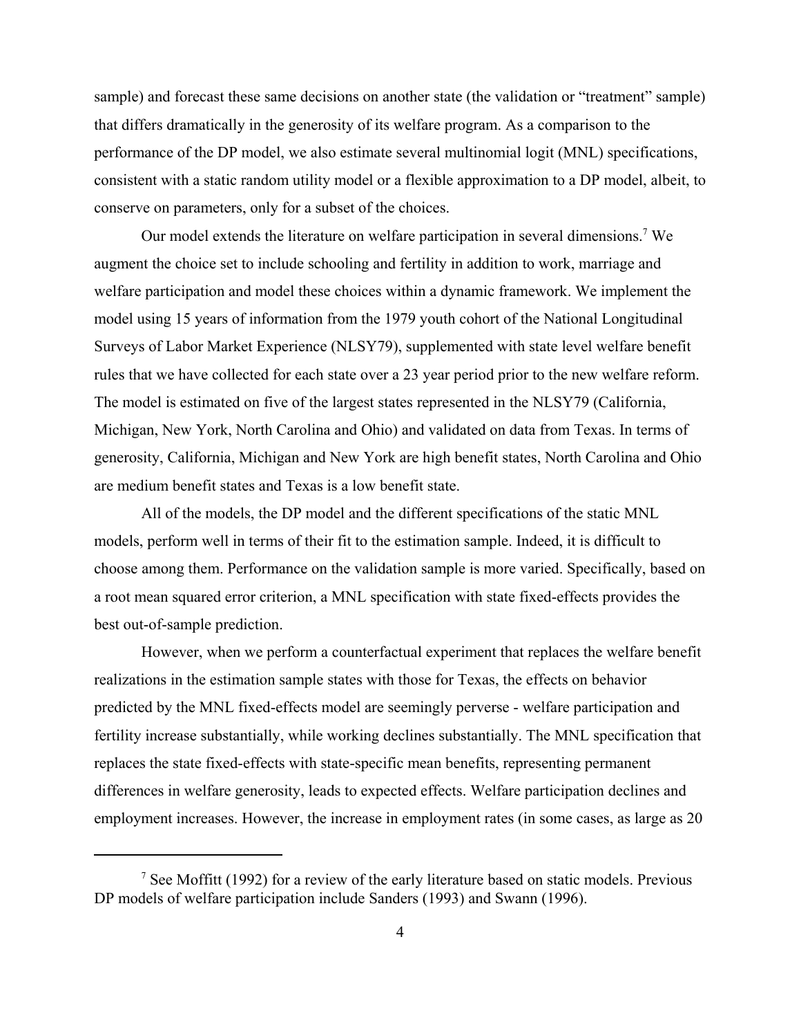sample) and forecast these same decisions on another state (the validation or "treatment" sample) that differs dramatically in the generosity of its welfare program. As a comparison to the performance of the DP model, we also estimate several multinomial logit (MNL) specifications, consistent with a static random utility model or a flexible approximation to a DP model, albeit, to conserve on parameters, only for a subset of the choices.

Our model extends the literature on welfare participation in several dimensions.[7] We augment the choice set to include schooling and fertility in addition to work, marriage and welfare participation and model these choices within a dynamic framework. We implement the model using 15 years of information from the 1979 youth cohort of the National Longitudinal Surveys of Labor Market Experience (NLSY79), supplemented with state level welfare benefit rules that we have collected for each state over a 23 year period prior to the new welfare reform. The model is estimated on five of the largest states represented in the NLSY79 (California, Michigan, New York, North Carolina and Ohio) and validated on data from Texas. In terms of generosity, California, Michigan and New York are high benefit states, North Carolina and Ohio are medium benefit states and Texas is a low benefit state.

All of the models, the DP model and the different specifications of the static MNL models, perform well in terms of their fit to the estimation sample. Indeed, it is difficult to choose among them. Performance on the validation sample is more varied. Specifically, based on a root mean squared error criterion, a MNL specification with state fixed-effects provides the best out-of-sample prediction.

However, when we perform a counterfactual experiment that replaces the welfare benefit realizations in the estimation sample states with those for Texas, the effects on behavior predicted by the MNL fixed-effects model are seemingly perverse - welfare participation and fertility increase substantially, while working declines substantially. The MNL specification that replaces the state fixed-effects with state-specific mean benefits, representing permanent differences in welfare generosity, leads to expected effects. Welfare participation declines and employment increases. However, the increase in employment rates (in some cases, as large as 20

[7] See Moffitt (1992) for a review of the early literature based on static models. Previous DP models of welfare participation include Sanders (1993) and Swann (1996).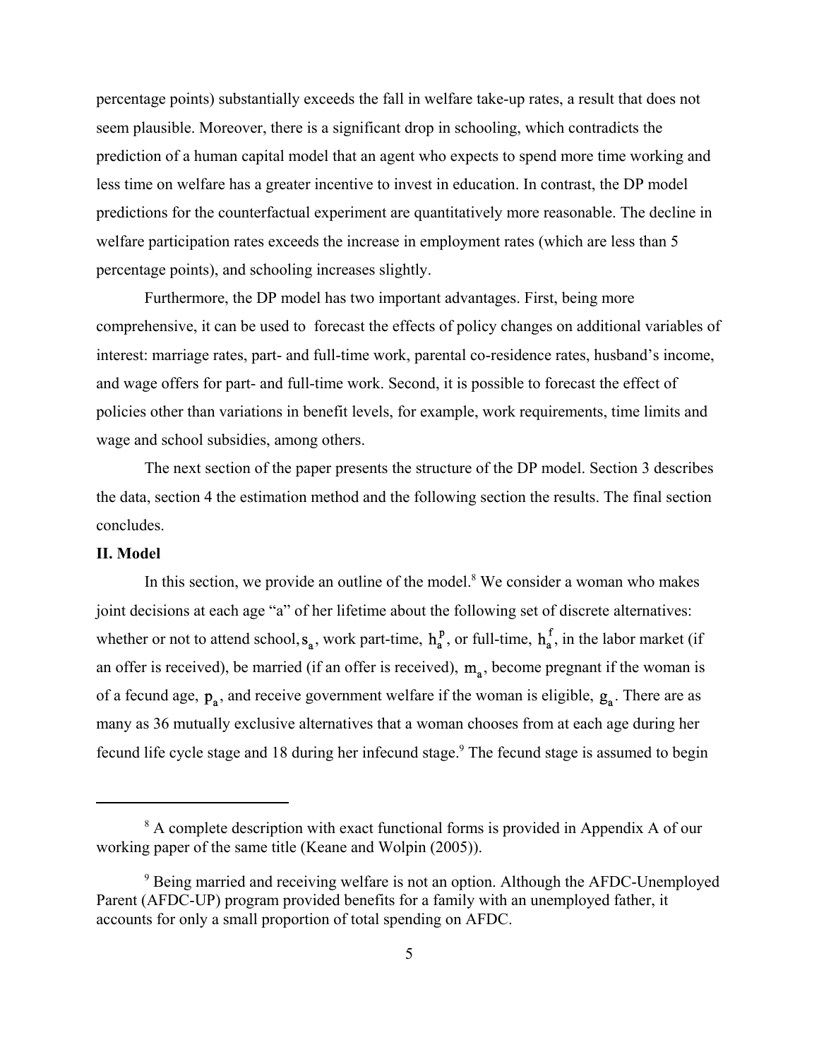percentage points) substantially exceeds the fall in welfare take-up rates, a result that does not seem plausible. Moreover, there is a significant drop in schooling, which contradicts the prediction of a human capital model that an agent who expects to spend more time working and less time on welfare has a greater incentive to invest in education. In contrast, the DP model predictions for the counterfactual experiment are quantitatively more reasonable. The decline in welfare participation rates exceeds the increase in employment rates (which are less than 5 percentage points), and schooling increases slightly.

Furthermore, the DP model has two important advantages. First, being more comprehensive, it can be used to forecast the effects of policy changes on additional variables of interest: marriage rates, part- and full-time work, parental co-residence rates, husband's income, and wage offers for part- and full-time work. Second, it is possible to forecast the effect of policies other than variations in benefit levels, for example, work requirements, time limits and wage and school subsidies, among others.

The next section of the paper presents the structure of the DP model. Section 3 describes the data, section 4 the estimation method and the following section the results. The final section concludes.

## II. Model

In this section, we provide an outline of the model.[8] We consider a woman who makes joint decisions at each age "a" of her lifetime about the following set of discrete alternatives: whether or not to attend school, $s_a$, work part-time, $h_a^p$, or full-time, $h_a^f$, in the labor market (if an offer is received), be married (if an offer is received), $m_a$, become pregnant if the woman is of a fecund age, $p_a$, and receive government welfare if the woman is eligible, $g_a$. There are as many as 36 mutually exclusive alternatives that a woman chooses from at each age during her fecund life cycle stage and 18 during her infecund stage.[9] The fecund stage is assumed to begin

---

[8] A complete description with exact functional forms is provided in Appendix A of our working paper of the same title (Keane and Wolpin (2005)).

[9] Being married and receiving welfare is not an option. Although the AFDC-Unemployed Parent (AFDC-UP) program provided benefits for a family with an unemployed father, it accounts for only a small proportion of total spending on AFDC.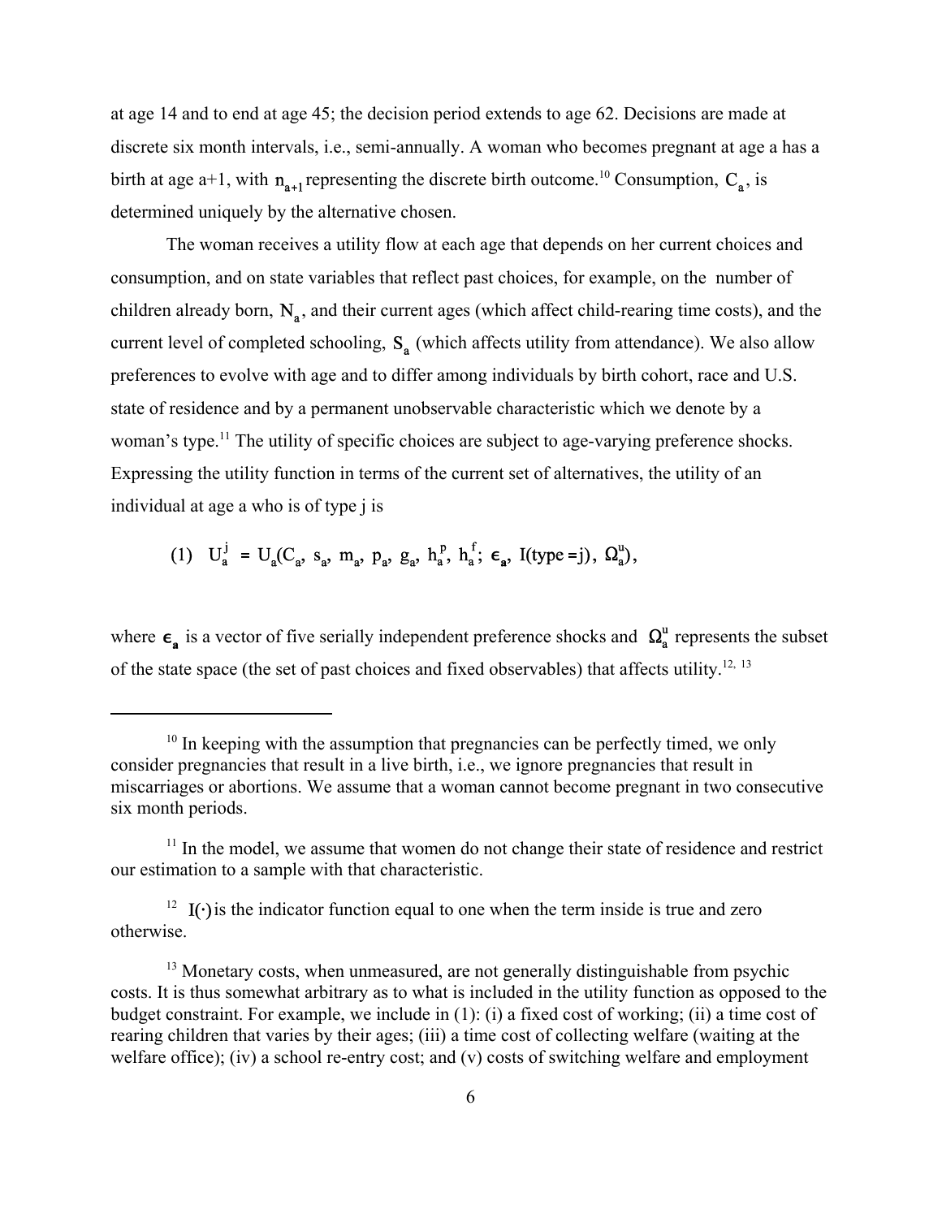at age 14 and to end at age 45; the decision period extends to age 62. Decisions are made at discrete six month intervals, i.e., semi-annually. A woman who becomes pregnant at age a has a birth at age a+1, with $n_{a+1}$ representing the discrete birth outcome.[10] Consumption, $C_a$, is determined uniquely by the alternative chosen.

The woman receives a utility flow at each age that depends on her current choices and consumption, and on state variables that reflect past choices, for example, on the number of children already born, $N_a$, and their current ages (which affect child-rearing time costs), and the current level of completed schooling, $S_a$ (which affects utility from attendance). We also allow preferences to evolve with age and to differ among individuals by birth cohort, race and U.S. state of residence and by a permanent unobservable characteristic which we denote by a woman's type.[11] The utility of specific choices are subject to age-varying preference shocks. Expressing the utility function in terms of the current set of alternatives, the utility of an individual at age a who is of type j is

$$\text{(1)} \quad U_a^j = U_a(C_a,\ s_a,\ m_a,\ p_a,\ g_a,\ h_a^p,\ h_a^f;\ \boldsymbol{\epsilon}_a,\ I(\text{type} = j),\ \Omega_a^u),$$

where $\boldsymbol{\epsilon}_a$ is a vector of five serially independent preference shocks and $\Omega_a^u$ represents the subset of the state space (the set of past choices and fixed observables) that affects utility.[12, 13]

---

[10] In keeping with the assumption that pregnancies can be perfectly timed, we only consider pregnancies that result in a live birth, i.e., we ignore pregnancies that result in miscarriages or abortions. We assume that a woman cannot become pregnant in two consecutive six month periods.

[11] In the model, we assume that women do not change their state of residence and restrict our estimation to a sample with that characteristic.

[12] $I(\cdot)$ is the indicator function equal to one when the term inside is true and zero otherwise.

[13] Monetary costs, when unmeasured, are not generally distinguishable from psychic costs. It is thus somewhat arbitrary as to what is included in the utility function as opposed to the budget constraint. For example, we include in (1): (i) a fixed cost of working; (ii) a time cost of rearing children that varies by their ages; (iii) a time cost of collecting welfare (waiting at the welfare office); (iv) a school re-entry cost; and (v) costs of switching welfare and employment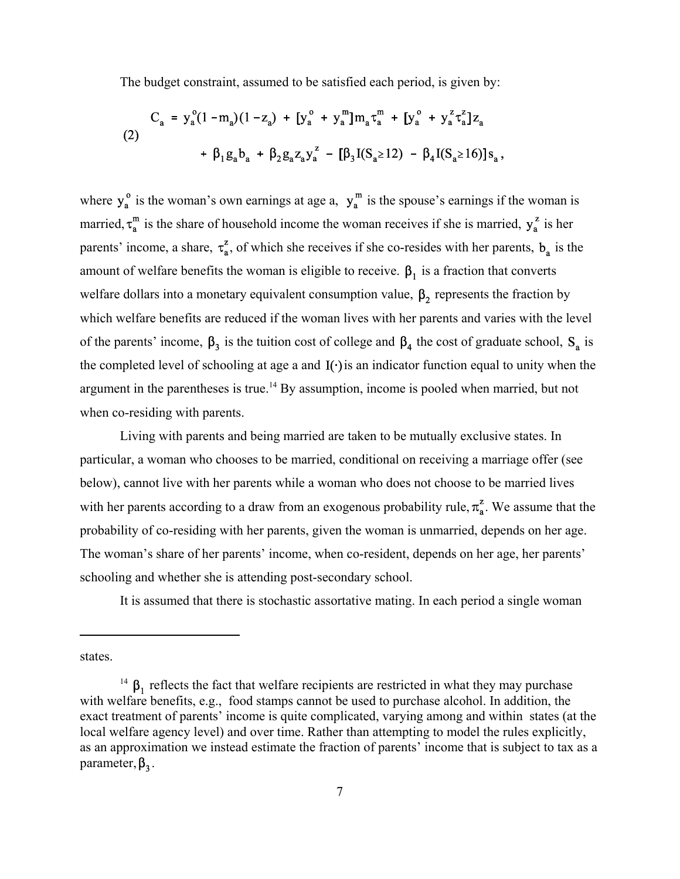The budget constraint, assumed to be satisfied each period, is given by:

$$
\begin{aligned}
C_a = {} & y_a^o(1-m_a)(1-z_a) + [y_a^o + y_a^m]m_a\tau_a^m + [y_a^o + y_a^z\tau_a^z]z_a \\
& + \beta_1 g_a b_a + \beta_2 g_a z_a y_a^z - [\beta_3 I(S_a \geq 12) - \beta_4 I(S_a \geq 16)]s_a,
\end{aligned}
\tag{2}
$$

where $y_a^o$ is the woman's own earnings at age a, $y_a^m$ is the spouse's earnings if the woman is married, $\tau_a^m$ is the share of household income the woman receives if she is married, $y_a^z$ is her parents' income, a share, $\tau_a^z$, of which she receives if she co-resides with her parents, $b_a$ is the amount of welfare benefits the woman is eligible to receive. $\beta_1$ is a fraction that converts welfare dollars into a monetary equivalent consumption value, $\beta_2$ represents the fraction by which welfare benefits are reduced if the woman lives with her parents and varies with the level of the parents' income, $\beta_3$ is the tuition cost of college and $\beta_4$ the cost of graduate school, $S_a$ is the completed level of schooling at age a and $I(\cdot)$ is an indicator function equal to unity when the argument in the parentheses is true.[14] By assumption, income is pooled when married, but not when co-residing with parents.

Living with parents and being married are taken to be mutually exclusive states. In particular, a woman who chooses to be married, conditional on receiving a marriage offer (see below), cannot live with her parents while a woman who does not choose to be married lives with her parents according to a draw from an exogenous probability rule, $\pi_a^z$. We assume that the probability of co-residing with her parents, given the woman is unmarried, depends on her age. The woman's share of her parents' income, when co-resident, depends on her age, her parents' schooling and whether she is attending post-secondary school.

It is assumed that there is stochastic assortative mating. In each period a single woman

---

states.

[14] $\beta_1$ reflects the fact that welfare recipients are restricted in what they may purchase with welfare benefits, e.g., food stamps cannot be used to purchase alcohol. In addition, the exact treatment of parents' income is quite complicated, varying among and within states (at the local welfare agency level) and over time. Rather than attempting to model the rules explicitly, as an approximation we instead estimate the fraction of parents' income that is subject to tax as a parameter, $\beta_3$.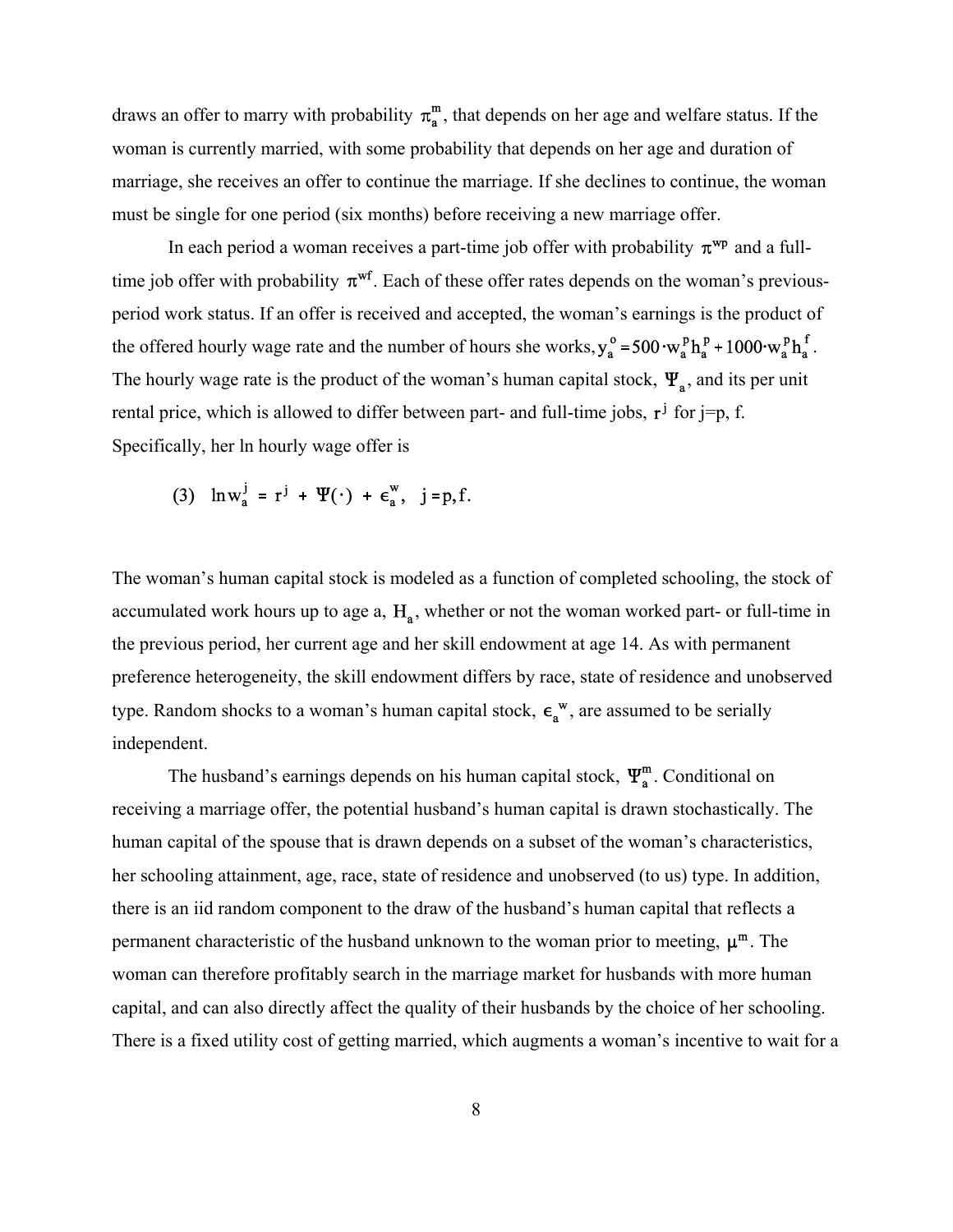draws an offer to marry with probability $\pi_a^m$, that depends on her age and welfare status. If the woman is currently married, with some probability that depends on her age and duration of marriage, she receives an offer to continue the marriage. If she declines to continue, the woman must be single for one period (six months) before receiving a new marriage offer.

In each period a woman receives a part-time job offer with probability $\pi^{wp}$ and a full-time job offer with probability $\pi^{wf}$. Each of these offer rates depends on the woman's previous-period work status. If an offer is received and accepted, the woman's earnings is the product of the offered hourly wage rate and the number of hours she works, $y_a^o = 500 \cdot w_a^p h_a^p + 1000 \cdot w_a^p h_a^f$. The hourly wage rate is the product of the woman's human capital stock, $\Psi_a$, and its per unit rental price, which is allowed to differ between part- and full-time jobs, $r^j$ for j=p, f. Specifically, her ln hourly wage offer is

$$(3) \quad \ln w_a^j = r^j + \Psi(\cdot) + \epsilon_a^w, \quad j = p, f.$$

The woman's human capital stock is modeled as a function of completed schooling, the stock of accumulated work hours up to age a, $H_a$, whether or not the woman worked part- or full-time in the previous period, her current age and her skill endowment at age 14. As with permanent preference heterogeneity, the skill endowment differs by race, state of residence and unobserved type. Random shocks to a woman's human capital stock, $\epsilon_a^{\ w}$, are assumed to be serially independent.

The husband's earnings depends on his human capital stock, $\Psi_a^m$. Conditional on receiving a marriage offer, the potential husband's human capital is drawn stochastically. The human capital of the spouse that is drawn depends on a subset of the woman's characteristics, her schooling attainment, age, race, state of residence and unobserved (to us) type. In addition, there is an iid random component to the draw of the husband's human capital that reflects a permanent characteristic of the husband unknown to the woman prior to meeting, $\mu^m$. The woman can therefore profitably search in the marriage market for husbands with more human capital, and can also directly affect the quality of their husbands by the choice of her schooling. There is a fixed utility cost of getting married, which augments a woman's incentive to wait for a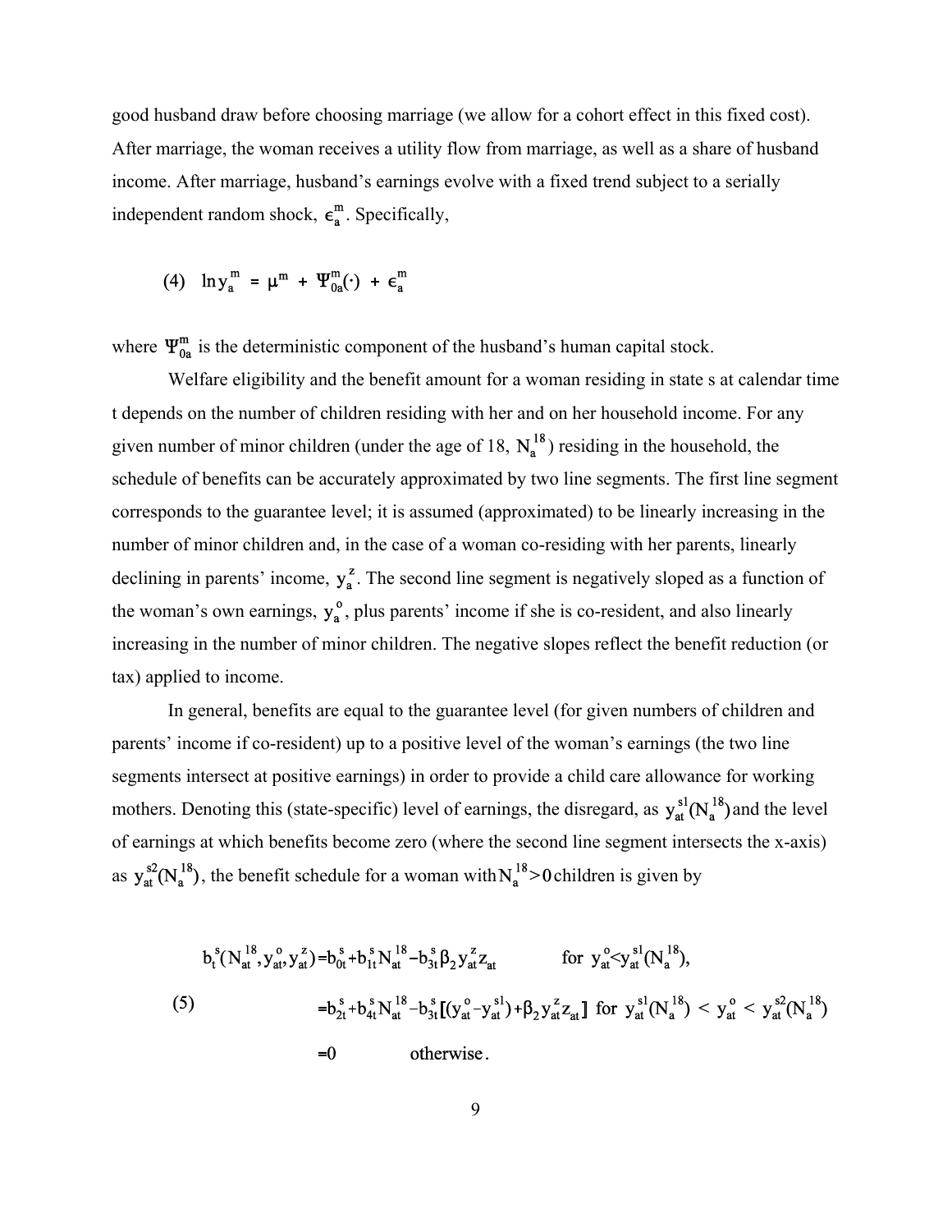good husband draw before choosing marriage (we allow for a cohort effect in this fixed cost). After marriage, the woman receives a utility flow from marriage, as well as a share of husband income. After marriage, husband's earnings evolve with a fixed trend subject to a serially independent random shock, $\epsilon_a^m$. Specifically,

$$\text{(4)} \quad \ln y_a^m = \mu^m + \Psi_{0a}^m(\cdot) + \epsilon_a^m$$

where $\Psi_{0a}^m$ is the deterministic component of the husband's human capital stock.

Welfare eligibility and the benefit amount for a woman residing in state s at calendar time t depends on the number of children residing with her and on her household income. For any given number of minor children (under the age of 18, $N_a^{18}$) residing in the household, the schedule of benefits can be accurately approximated by two line segments. The first line segment corresponds to the guarantee level; it is assumed (approximated) to be linearly increasing in the number of minor children and, in the case of a woman co-residing with her parents, linearly declining in parents' income, $y_a^z$. The second line segment is negatively sloped as a function of the woman's own earnings, $y_a^o$, plus parents' income if she is co-resident, and also linearly increasing in the number of minor children. The negative slopes reflect the benefit reduction (or tax) applied to income.

In general, benefits are equal to the guarantee level (for given numbers of children and parents' income if co-resident) up to a positive level of the woman's earnings (the two line segments intersect at positive earnings) in order to provide a child care allowance for working mothers. Denoting this (state-specific) level of earnings, the disregard, as $y_{at}^{s1}(N_a^{18})$ and the level of earnings at which benefits become zero (where the second line segment intersects the x-axis) as $y_{at}^{s2}(N_a^{18})$, the benefit schedule for a woman with $N_a^{18}>0$ children is given by

$$\text{(5)} \quad \begin{aligned} b_t^s(N_{at}^{18}, y_{at}^o, y_{at}^z) &= b_{0t}^s + b_{1t}^s N_{at}^{18} - b_{3t}^s \beta_2 y_{at}^z z_{at} \qquad \text{for } y_{at}^o < y_{at}^{s1}(N_a^{18}), \\ &= b_{2t}^s + b_{4t}^s N_{at}^{18} - b_{3t}^s[(y_{at}^o - y_{at}^{s1}) + \beta_2 y_{at}^z z_{at}] \;\; \text{for } y_{at}^{s1}(N_a^{18}) < y_{at}^o < y_{at}^{s2}(N_a^{18}) \\ &= 0 \qquad \text{otherwise}. \end{aligned}$$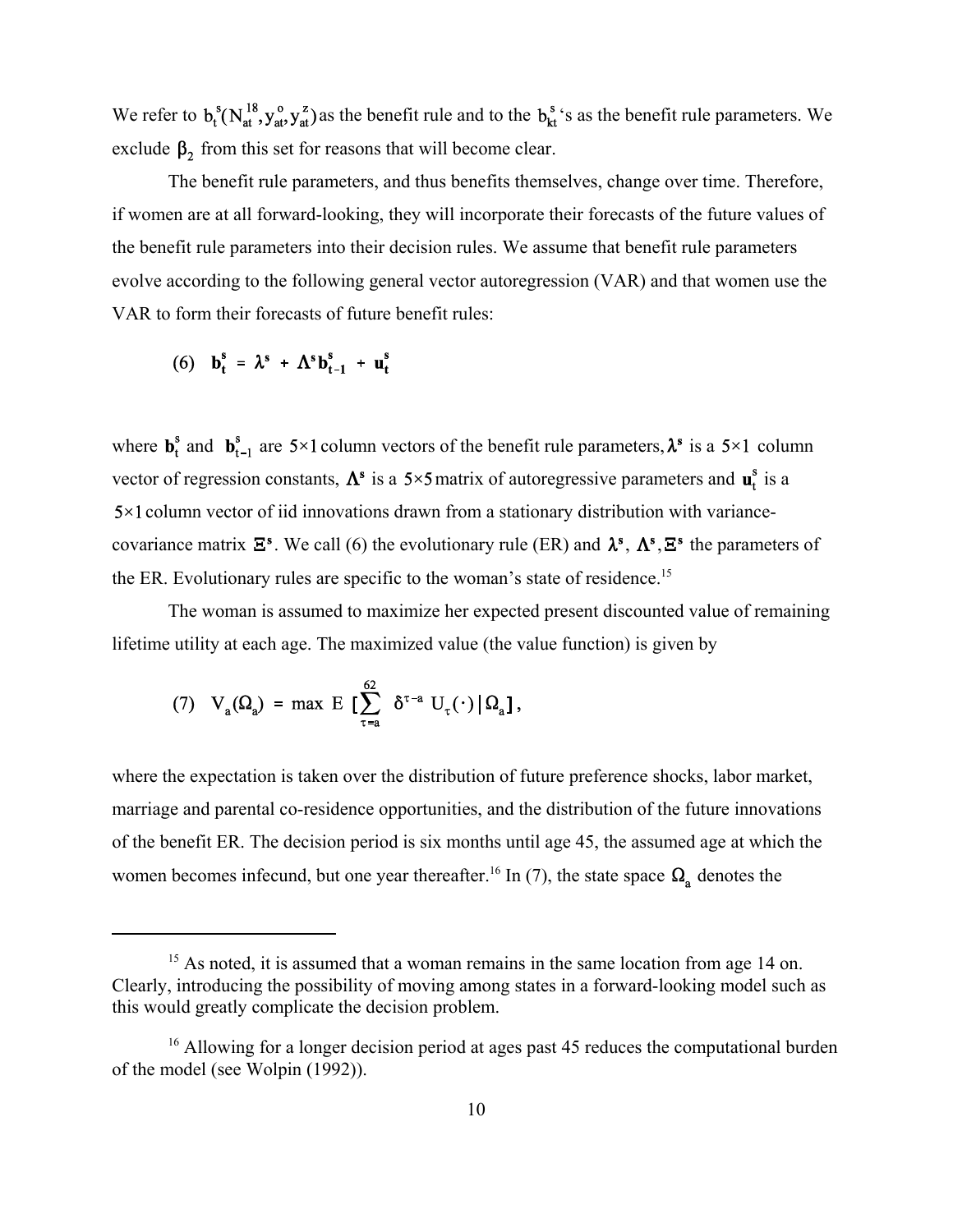We refer to $b_t^s(N_{at}^{18}, y_{at}^o, y_{at}^z)$ as the benefit rule and to the $b_{kt}^s$'s as the benefit rule parameters. We exclude $\beta_2$ from this set for reasons that will become clear.

The benefit rule parameters, and thus benefits themselves, change over time. Therefore, if women are at all forward-looking, they will incorporate their forecasts of the future values of the benefit rule parameters into their decision rules. We assume that benefit rule parameters evolve according to the following general vector autoregression (VAR) and that women use the VAR to form their forecasts of future benefit rules:

$$(6) \quad \mathbf{b}_t^s = \boldsymbol{\lambda}^s + \boldsymbol{\Lambda}^s \mathbf{b}_{t-1}^s + \mathbf{u}_t^s$$

where $\mathbf{b}_t^s$ and $\mathbf{b}_{t-1}^s$ are $5\times1$ column vectors of the benefit rule parameters, $\boldsymbol{\lambda}^s$ is a $5\times1$ column vector of regression constants, $\boldsymbol{\Lambda}^s$ is a $5\times5$ matrix of autoregressive parameters and $\mathbf{u}_t^s$ is a $5\times1$ column vector of iid innovations drawn from a stationary distribution with variance-covariance matrix $\boldsymbol{\Xi}^s$. We call (6) the evolutionary rule (ER) and $\boldsymbol{\lambda}^s$, $\boldsymbol{\Lambda}^s$, $\boldsymbol{\Xi}^s$ the parameters of the ER. Evolutionary rules are specific to the woman's state of residence.[15]

The woman is assumed to maximize her expected present discounted value of remaining lifetime utility at each age. The maximized value (the value function) is given by

$$(7) \quad V_a(\Omega_a) = \max \; E\left[\sum_{\tau=a}^{62} \delta^{\tau-a} \, U_\tau(\cdot) \,|\, \Omega_a\right],$$

where the expectation is taken over the distribution of future preference shocks, labor market, marriage and parental co-residence opportunities, and the distribution of the future innovations of the benefit ER. The decision period is six months until age 45, the assumed age at which the women becomes infecund, but one year thereafter.[16] In (7), the state space $\Omega_a$ denotes the

---

[15] As noted, it is assumed that a woman remains in the same location from age 14 on. Clearly, introducing the possibility of moving among states in a forward-looking model such as this would greatly complicate the decision problem.

[16] Allowing for a longer decision period at ages past 45 reduces the computational burden of the model (see Wolpin (1992)).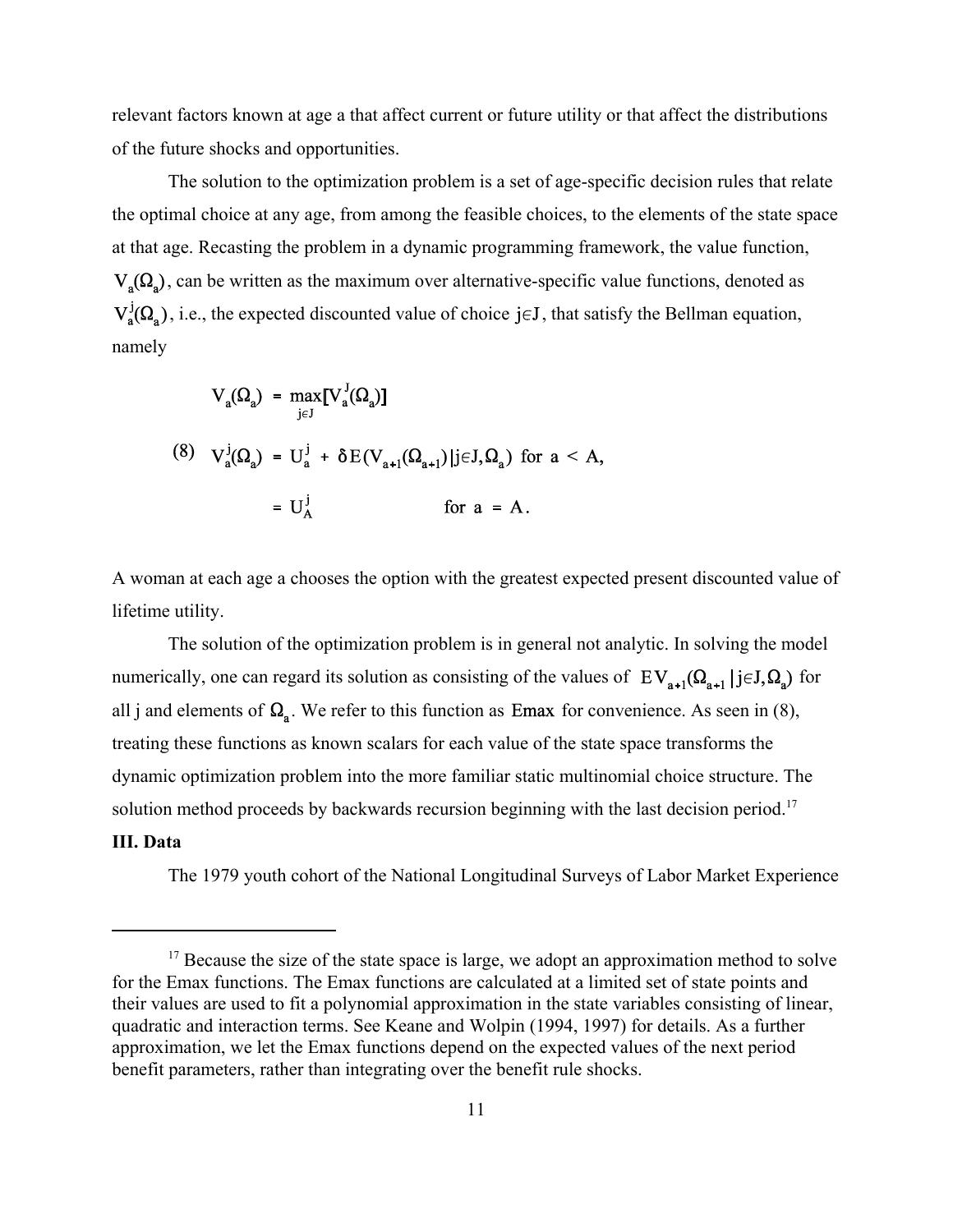relevant factors known at age a that affect current or future utility or that affect the distributions of the future shocks and opportunities.

The solution to the optimization problem is a set of age-specific decision rules that relate the optimal choice at any age, from among the feasible choices, to the elements of the state space at that age. Recasting the problem in a dynamic programming framework, the value function, $V_a(\Omega_a)$, can be written as the maximum over alternative-specific value functions, denoted as $V_a^j(\Omega_a)$, i.e., the expected discounted value of choice $j \in J$, that satisfy the Bellman equation, namely

$$
\begin{aligned}
V_a(\Omega_a) &= \max_{j \in J}[V_a^J(\Omega_a)] \\
\text{(8)} \quad V_a^j(\Omega_a) &= U_a^j + \delta E(V_{a+1}(\Omega_{a+1})|j \in J, \Omega_a) \text{ for } a < A, \\
&= U_A^j \qquad\qquad\qquad\qquad\quad \text{for } a = A.
\end{aligned}
$$

A woman at each age a chooses the option with the greatest expected present discounted value of lifetime utility.

The solution of the optimization problem is in general not analytic. In solving the model numerically, one can regard its solution as consisting of the values of $EV_{a+1}(\Omega_{a+1}|j \in J, \Omega_a)$ for all j and elements of $\Omega_a$. We refer to this function as Emax for convenience. As seen in (8), treating these functions as known scalars for each value of the state space transforms the dynamic optimization problem into the more familiar static multinomial choice structure. The solution method proceeds by backwards recursion beginning with the last decision period.[17]

## III. Data

The 1979 youth cohort of the National Longitudinal Surveys of Labor Market Experience

---

[17] Because the size of the state space is large, we adopt an approximation method to solve for the Emax functions. The Emax functions are calculated at a limited set of state points and their values are used to fit a polynomial approximation in the state variables consisting of linear, quadratic and interaction terms. See Keane and Wolpin (1994, 1997) for details. As a further approximation, we let the Emax functions depend on the expected values of the next period benefit parameters, rather than integrating over the benefit rule shocks.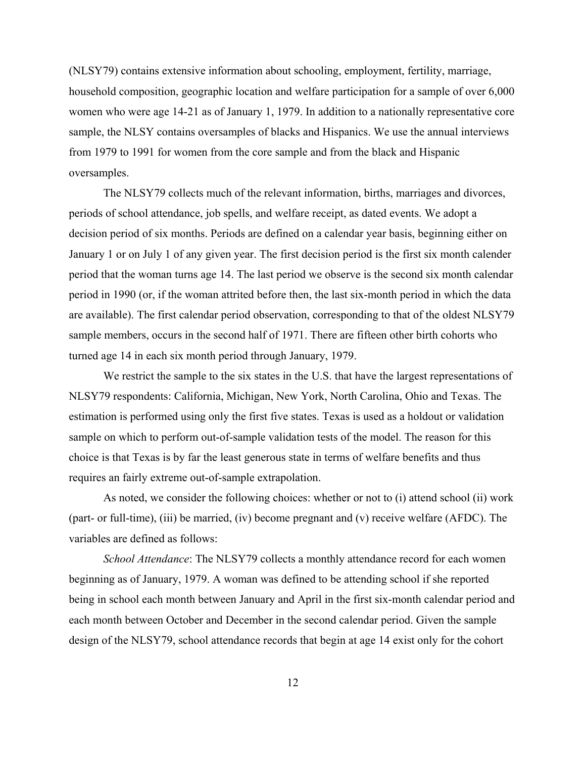(NLSY79) contains extensive information about schooling, employment, fertility, marriage, household composition, geographic location and welfare participation for a sample of over 6,000 women who were age 14-21 as of January 1, 1979. In addition to a nationally representative core sample, the NLSY contains oversamples of blacks and Hispanics. We use the annual interviews from 1979 to 1991 for women from the core sample and from the black and Hispanic oversamples.

The NLSY79 collects much of the relevant information, births, marriages and divorces, periods of school attendance, job spells, and welfare receipt, as dated events. We adopt a decision period of six months. Periods are defined on a calendar year basis, beginning either on January 1 or on July 1 of any given year. The first decision period is the first six month calender period that the woman turns age 14. The last period we observe is the second six month calendar period in 1990 (or, if the woman attrited before then, the last six-month period in which the data are available). The first calendar period observation, corresponding to that of the oldest NLSY79 sample members, occurs in the second half of 1971. There are fifteen other birth cohorts who turned age 14 in each six month period through January, 1979.

We restrict the sample to the six states in the U.S. that have the largest representations of NLSY79 respondents: California, Michigan, New York, North Carolina, Ohio and Texas. The estimation is performed using only the first five states. Texas is used as a holdout or validation sample on which to perform out-of-sample validation tests of the model. The reason for this choice is that Texas is by far the least generous state in terms of welfare benefits and thus requires an fairly extreme out-of-sample extrapolation.

As noted, we consider the following choices: whether or not to (i) attend school (ii) work (part- or full-time), (iii) be married, (iv) become pregnant and (v) receive welfare (AFDC). The variables are defined as follows:

*School Attendance*: The NLSY79 collects a monthly attendance record for each women beginning as of January, 1979. A woman was defined to be attending school if she reported being in school each month between January and April in the first six-month calendar period and each month between October and December in the second calendar period. Given the sample design of the NLSY79, school attendance records that begin at age 14 exist only for the cohort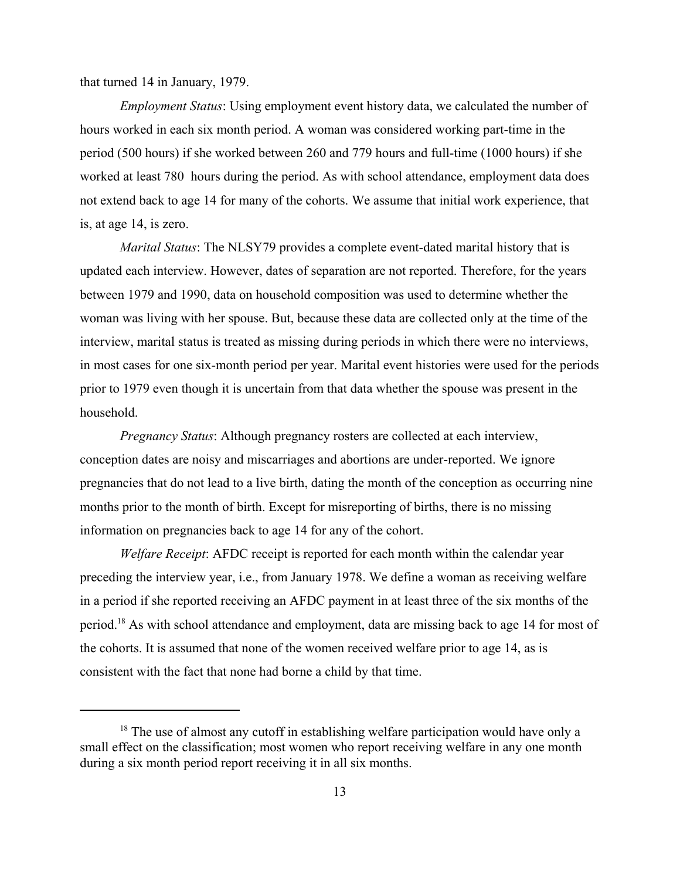that turned 14 in January, 1979.

*Employment Status*: Using employment event history data, we calculated the number of hours worked in each six month period. A woman was considered working part-time in the period (500 hours) if she worked between 260 and 779 hours and full-time (1000 hours) if she worked at least 780 hours during the period. As with school attendance, employment data does not extend back to age 14 for many of the cohorts. We assume that initial work experience, that is, at age 14, is zero.

*Marital Status*: The NLSY79 provides a complete event-dated marital history that is updated each interview. However, dates of separation are not reported. Therefore, for the years between 1979 and 1990, data on household composition was used to determine whether the woman was living with her spouse. But, because these data are collected only at the time of the interview, marital status is treated as missing during periods in which there were no interviews, in most cases for one six-month period per year. Marital event histories were used for the periods prior to 1979 even though it is uncertain from that data whether the spouse was present in the household.

*Pregnancy Status*: Although pregnancy rosters are collected at each interview, conception dates are noisy and miscarriages and abortions are under-reported. We ignore pregnancies that do not lead to a live birth, dating the month of the conception as occurring nine months prior to the month of birth. Except for misreporting of births, there is no missing information on pregnancies back to age 14 for any of the cohort.

*Welfare Receipt*: AFDC receipt is reported for each month within the calendar year preceding the interview year, i.e., from January 1978. We define a woman as receiving welfare in a period if she reported receiving an AFDC payment in at least three of the six months of the period.[18] As with school attendance and employment, data are missing back to age 14 for most of the cohorts. It is assumed that none of the women received welfare prior to age 14, as is consistent with the fact that none had borne a child by that time.

---

[18] The use of almost any cutoff in establishing welfare participation would have only a small effect on the classification; most women who report receiving welfare in any one month during a six month period report receiving it in all six months.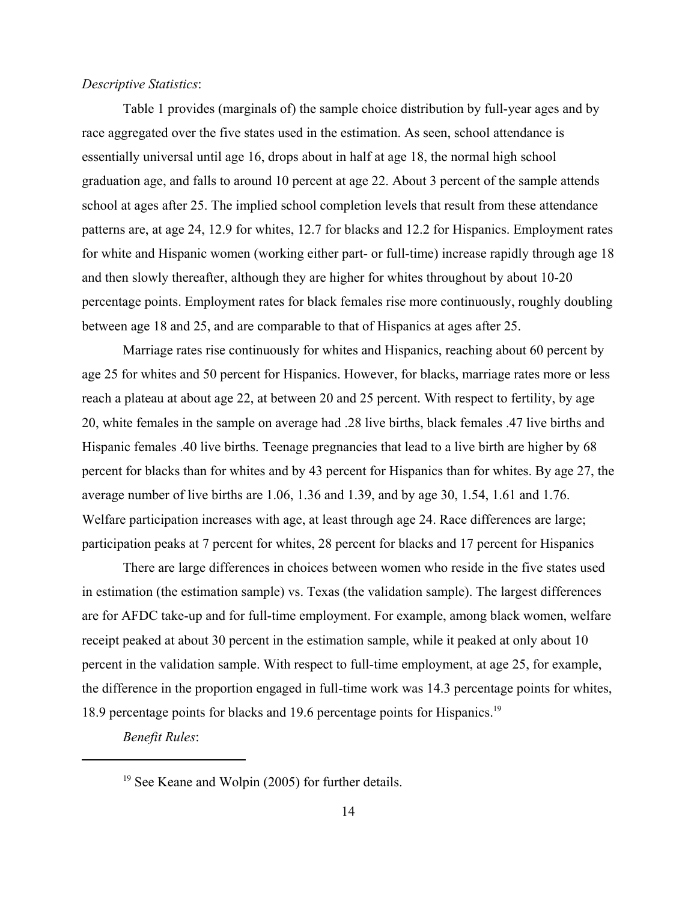*Descriptive Statistics*:

Table 1 provides (marginals of) the sample choice distribution by full-year ages and by race aggregated over the five states used in the estimation. As seen, school attendance is essentially universal until age 16, drops about in half at age 18, the normal high school graduation age, and falls to around 10 percent at age 22. About 3 percent of the sample attends school at ages after 25. The implied school completion levels that result from these attendance patterns are, at age 24, 12.9 for whites, 12.7 for blacks and 12.2 for Hispanics. Employment rates for white and Hispanic women (working either part- or full-time) increase rapidly through age 18 and then slowly thereafter, although they are higher for whites throughout by about 10-20 percentage points. Employment rates for black females rise more continuously, roughly doubling between age 18 and 25, and are comparable to that of Hispanics at ages after 25.

Marriage rates rise continuously for whites and Hispanics, reaching about 60 percent by age 25 for whites and 50 percent for Hispanics. However, for blacks, marriage rates more or less reach a plateau at about age 22, at between 20 and 25 percent. With respect to fertility, by age 20, white females in the sample on average had .28 live births, black females .47 live births and Hispanic females .40 live births. Teenage pregnancies that lead to a live birth are higher by 68 percent for blacks than for whites and by 43 percent for Hispanics than for whites. By age 27, the average number of live births are 1.06, 1.36 and 1.39, and by age 30, 1.54, 1.61 and 1.76. Welfare participation increases with age, at least through age 24. Race differences are large; participation peaks at 7 percent for whites, 28 percent for blacks and 17 percent for Hispanics

There are large differences in choices between women who reside in the five states used in estimation (the estimation sample) vs. Texas (the validation sample). The largest differences are for AFDC take-up and for full-time employment. For example, among black women, welfare receipt peaked at about 30 percent in the estimation sample, while it peaked at only about 10 percent in the validation sample. With respect to full-time employment, at age 25, for example, the difference in the proportion engaged in full-time work was 14.3 percentage points for whites, 18.9 percentage points for blacks and 19.6 percentage points for Hispanics.[19]

*Benefit Rules*:

[19] See Keane and Wolpin (2005) for further details.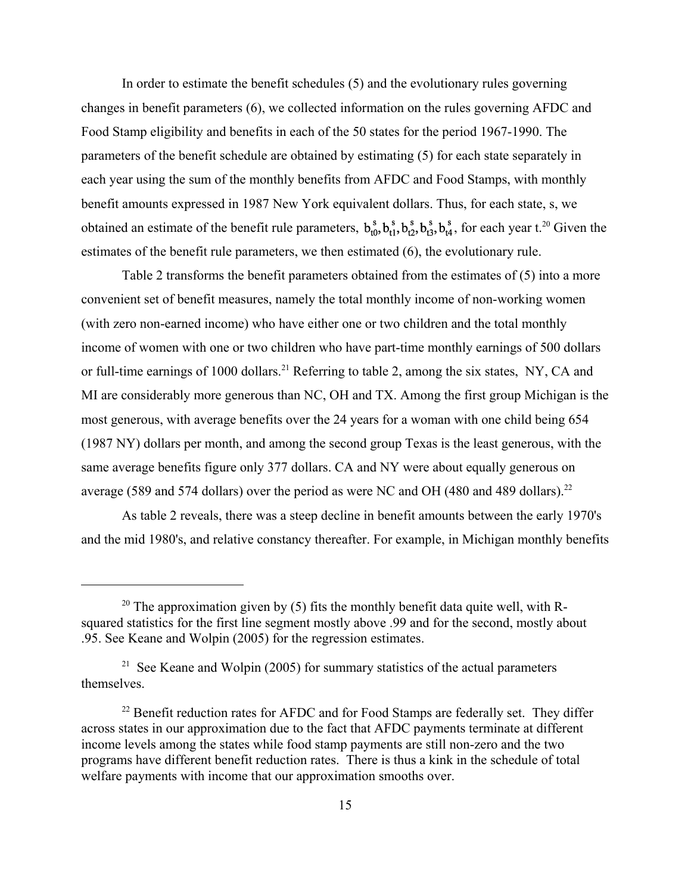In order to estimate the benefit schedules (5) and the evolutionary rules governing changes in benefit parameters (6), we collected information on the rules governing AFDC and Food Stamp eligibility and benefits in each of the 50 states for the period 1967-1990. The parameters of the benefit schedule are obtained by estimating (5) for each state separately in each year using the sum of the monthly benefits from AFDC and Food Stamps, with monthly benefit amounts expressed in 1987 New York equivalent dollars. Thus, for each state, s, we obtained an estimate of the benefit rule parameters, $b^s_{t0}, b^s_{t1}, b^s_{t2}, b^s_{t3}, b^s_{t4}$, for each year t.[20] Given the estimates of the benefit rule parameters, we then estimated (6), the evolutionary rule.

Table 2 transforms the benefit parameters obtained from the estimates of (5) into a more convenient set of benefit measures, namely the total monthly income of non-working women (with zero non-earned income) who have either one or two children and the total monthly income of women with one or two children who have part-time monthly earnings of 500 dollars or full-time earnings of 1000 dollars.[21] Referring to table 2, among the six states, NY, CA and MI are considerably more generous than NC, OH and TX. Among the first group Michigan is the most generous, with average benefits over the 24 years for a woman with one child being 654 (1987 NY) dollars per month, and among the second group Texas is the least generous, with the same average benefits figure only 377 dollars. CA and NY were about equally generous on average (589 and 574 dollars) over the period as were NC and OH (480 and 489 dollars).[22]

As table 2 reveals, there was a steep decline in benefit amounts between the early 1970's and the mid 1980's, and relative constancy thereafter. For example, in Michigan monthly benefits

---

[20] The approximation given by (5) fits the monthly benefit data quite well, with R-squared statistics for the first line segment mostly above .99 and for the second, mostly about .95. See Keane and Wolpin (2005) for the regression estimates.

[21] See Keane and Wolpin (2005) for summary statistics of the actual parameters themselves.

[22] Benefit reduction rates for AFDC and for Food Stamps are federally set. They differ across states in our approximation due to the fact that AFDC payments terminate at different income levels among the states while food stamp payments are still non-zero and the two programs have different benefit reduction rates. There is thus a kink in the schedule of total welfare payments with income that our approximation smooths over.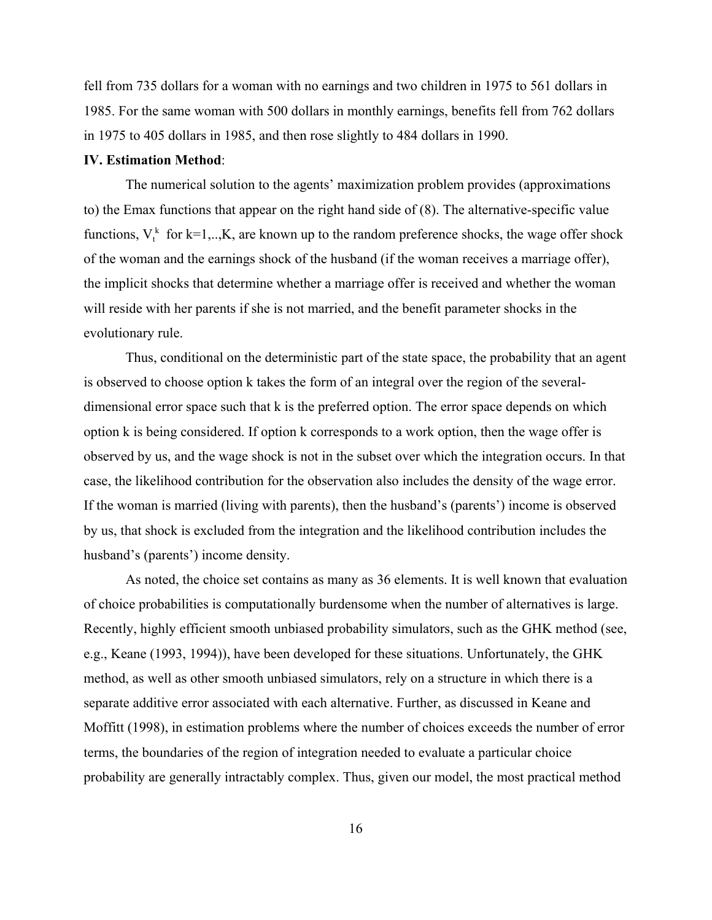fell from 735 dollars for a woman with no earnings and two children in 1975 to 561 dollars in 1985. For the same woman with 500 dollars in monthly earnings, benefits fell from 762 dollars in 1975 to 405 dollars in 1985, and then rose slightly to 484 dollars in 1990.

**IV. Estimation Method**:

The numerical solution to the agents' maximization problem provides (approximations to) the Emax functions that appear on the right hand side of (8). The alternative-specific value functions, $V_t^k$ for k=1,..,K, are known up to the random preference shocks, the wage offer shock of the woman and the earnings shock of the husband (if the woman receives a marriage offer), the implicit shocks that determine whether a marriage offer is received and whether the woman will reside with her parents if she is not married, and the benefit parameter shocks in the evolutionary rule.

Thus, conditional on the deterministic part of the state space, the probability that an agent is observed to choose option k takes the form of an integral over the region of the several-dimensional error space such that k is the preferred option. The error space depends on which option k is being considered. If option k corresponds to a work option, then the wage offer is observed by us, and the wage shock is not in the subset over which the integration occurs. In that case, the likelihood contribution for the observation also includes the density of the wage error. If the woman is married (living with parents), then the husband's (parents') income is observed by us, that shock is excluded from the integration and the likelihood contribution includes the husband's (parents') income density.

As noted, the choice set contains as many as 36 elements. It is well known that evaluation of choice probabilities is computationally burdensome when the number of alternatives is large. Recently, highly efficient smooth unbiased probability simulators, such as the GHK method (see, e.g., Keane (1993, 1994)), have been developed for these situations. Unfortunately, the GHK method, as well as other smooth unbiased simulators, rely on a structure in which there is a separate additive error associated with each alternative. Further, as discussed in Keane and Moffitt (1998), in estimation problems where the number of choices exceeds the number of error terms, the boundaries of the region of integration needed to evaluate a particular choice probability are generally intractably complex. Thus, given our model, the most practical method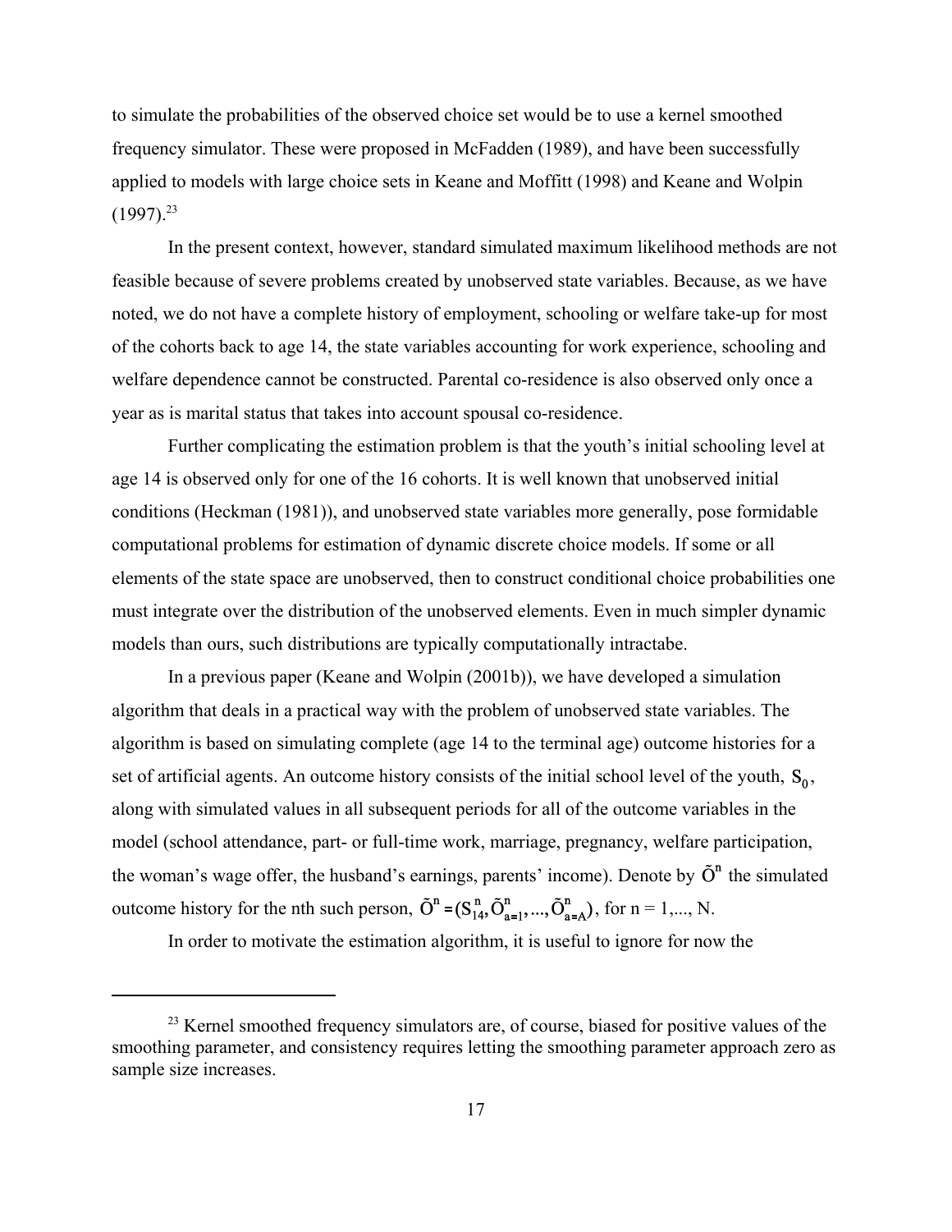to simulate the probabilities of the observed choice set would be to use a kernel smoothed frequency simulator. These were proposed in McFadden (1989), and have been successfully applied to models with large choice sets in Keane and Moffitt (1998) and Keane and Wolpin (1997).[23]

In the present context, however, standard simulated maximum likelihood methods are not feasible because of severe problems created by unobserved state variables. Because, as we have noted, we do not have a complete history of employment, schooling or welfare take-up for most of the cohorts back to age 14, the state variables accounting for work experience, schooling and welfare dependence cannot be constructed. Parental co-residence is also observed only once a year as is marital status that takes into account spousal co-residence.

Further complicating the estimation problem is that the youth's initial schooling level at age 14 is observed only for one of the 16 cohorts. It is well known that unobserved initial conditions (Heckman (1981)), and unobserved state variables more generally, pose formidable computational problems for estimation of dynamic discrete choice models. If some or all elements of the state space are unobserved, then to construct conditional choice probabilities one must integrate over the distribution of the unobserved elements. Even in much simpler dynamic models than ours, such distributions are typically computationally intractabe.

In a previous paper (Keane and Wolpin (2001b)), we have developed a simulation algorithm that deals in a practical way with the problem of unobserved state variables. The algorithm is based on simulating complete (age 14 to the terminal age) outcome histories for a set of artificial agents. An outcome history consists of the initial school level of the youth, $S_0$, along with simulated values in all subsequent periods for all of the outcome variables in the model (school attendance, part- or full-time work, marriage, pregnancy, welfare participation, the woman's wage offer, the husband's earnings, parents' income). Denote by $\tilde{O}^n$ the simulated outcome history for the nth such person, $\tilde{O}^n = (S_{14}^n, \tilde{O}_{a=1}^n, ..., \tilde{O}_{a=A}^n)$, for n = 1,..., N.

In order to motivate the estimation algorithm, it is useful to ignore for now the

[23] Kernel smoothed frequency simulators are, of course, biased for positive values of the smoothing parameter, and consistency requires letting the smoothing parameter approach zero as sample size increases.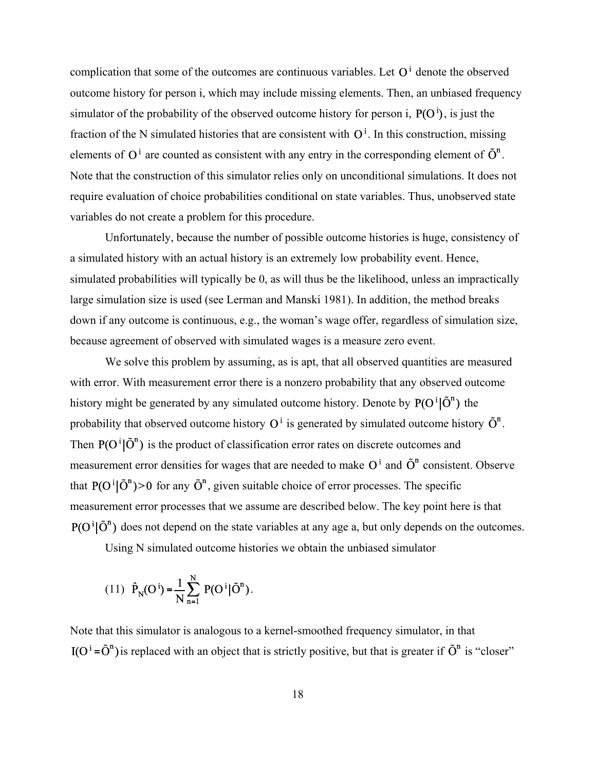complication that some of the outcomes are continuous variables. Let $O^i$ denote the observed outcome history for person i, which may include missing elements. Then, an unbiased frequency simulator of the probability of the observed outcome history for person i, $P(O^i)$, is just the fraction of the N simulated histories that are consistent with $O^i$. In this construction, missing elements of $O^i$ are counted as consistent with any entry in the corresponding element of $\tilde{O}^n$. Note that the construction of this simulator relies only on unconditional simulations. It does not require evaluation of choice probabilities conditional on state variables. Thus, unobserved state variables do not create a problem for this procedure.

Unfortunately, because the number of possible outcome histories is huge, consistency of a simulated history with an actual history is an extremely low probability event. Hence, simulated probabilities will typically be 0, as will thus be the likelihood, unless an impractically large simulation size is used (see Lerman and Manski 1981). In addition, the method breaks down if any outcome is continuous, e.g., the woman's wage offer, regardless of simulation size, because agreement of observed with simulated wages is a measure zero event.

We solve this problem by assuming, as is apt, that all observed quantities are measured with error. With measurement error there is a nonzero probability that any observed outcome history might be generated by any simulated outcome history. Denote by $P(O^i|\tilde{O}^n)$ the probability that observed outcome history $O^i$ is generated by simulated outcome history $\tilde{O}^n$. Then $P(O^i|\tilde{O}^n)$ is the product of classification error rates on discrete outcomes and measurement error densities for wages that are needed to make $O^i$ and $\tilde{O}^n$ consistent. Observe that $P(O^i|\tilde{O}^n)>0$ for any $\tilde{O}^n$, given suitable choice of error processes. The specific measurement error processes that we assume are described below. The key point here is that $P(O^i|\tilde{O}^n)$ does not depend on the state variables at any age a, but only depends on the outcomes.

Using N simulated outcome histories we obtain the unbiased simulator

$$(11)\quad \hat{P}_N(O^i) = \frac{1}{N}\sum_{n=1}^{N} P(O^i|\tilde{O}^n).$$

Note that this simulator is analogous to a kernel-smoothed frequency simulator, in that $I(O^i = \tilde{O}^n)$ is replaced with an object that is strictly positive, but that is greater if $\tilde{O}^n$ is "closer"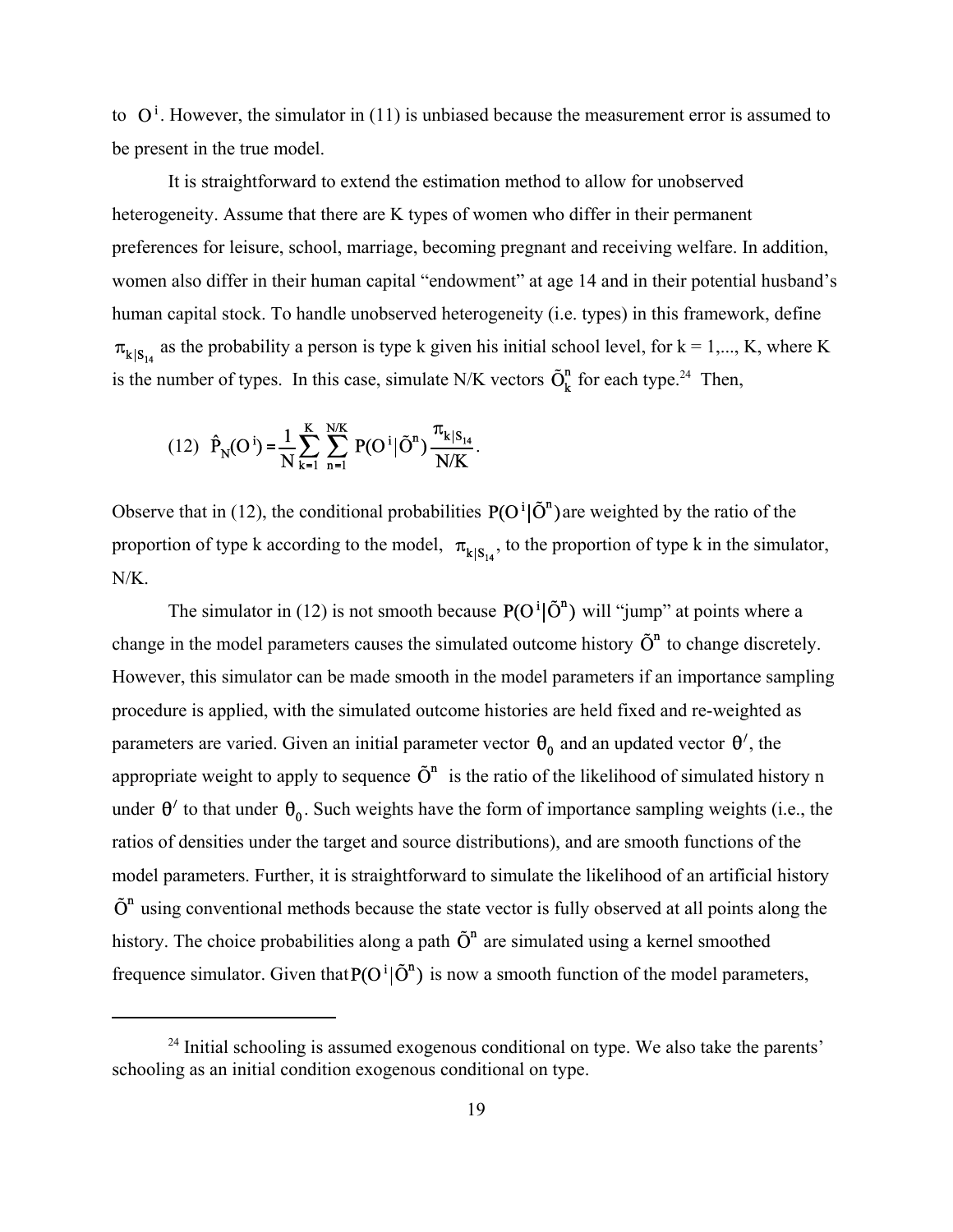to $O^i$. However, the simulator in (11) is unbiased because the measurement error is assumed to be present in the true model.

It is straightforward to extend the estimation method to allow for unobserved heterogeneity. Assume that there are K types of women who differ in their permanent preferences for leisure, school, marriage, becoming pregnant and receiving welfare. In addition, women also differ in their human capital "endowment" at age 14 and in their potential husband's human capital stock. To handle unobserved heterogeneity (i.e. types) in this framework, define $\pi_{k|S_{14}}$ as the probability a person is type k given his initial school level, for k = 1,..., K, where K is the number of types. In this case, simulate N/K vectors $\tilde{O}_k^n$ for each type.[24] Then,

$$(12)\quad \hat{P}_N(O^i) = \frac{1}{N}\sum_{k=1}^{K}\sum_{n=1}^{N/K} P(O^i|\tilde{O}^n)\,\frac{\pi_{k|S_{14}}}{N/K}.$$

Observe that in (12), the conditional probabilities $P(O^i|\tilde{O}^n)$ are weighted by the ratio of the proportion of type k according to the model, $\pi_{k|S_{14}}$, to the proportion of type k in the simulator, N/K.

The simulator in (12) is not smooth because $P(O^i|\tilde{O}^n)$ will "jump" at points where a change in the model parameters causes the simulated outcome history $\tilde{O}^n$ to change discretely. However, this simulator can be made smooth in the model parameters if an importance sampling procedure is applied, with the simulated outcome histories are held fixed and re-weighted as parameters are varied. Given an initial parameter vector $\theta_0$ and an updated vector $\theta'$, the appropriate weight to apply to sequence $\tilde{O}^n$ is the ratio of the likelihood of simulated history n under $\theta'$ to that under $\theta_0$. Such weights have the form of importance sampling weights (i.e., the ratios of densities under the target and source distributions), and are smooth functions of the model parameters. Further, it is straightforward to simulate the likelihood of an artificial history $\tilde{O}^n$ using conventional methods because the state vector is fully observed at all points along the history. The choice probabilities along a path $\tilde{O}^n$ are simulated using a kernel smoothed frequence simulator. Given that $P(O^i|\tilde{O}^n)$ is now a smooth function of the model parameters,

[24] Initial schooling is assumed exogenous conditional on type. We also take the parents' schooling as an initial condition exogenous conditional on type.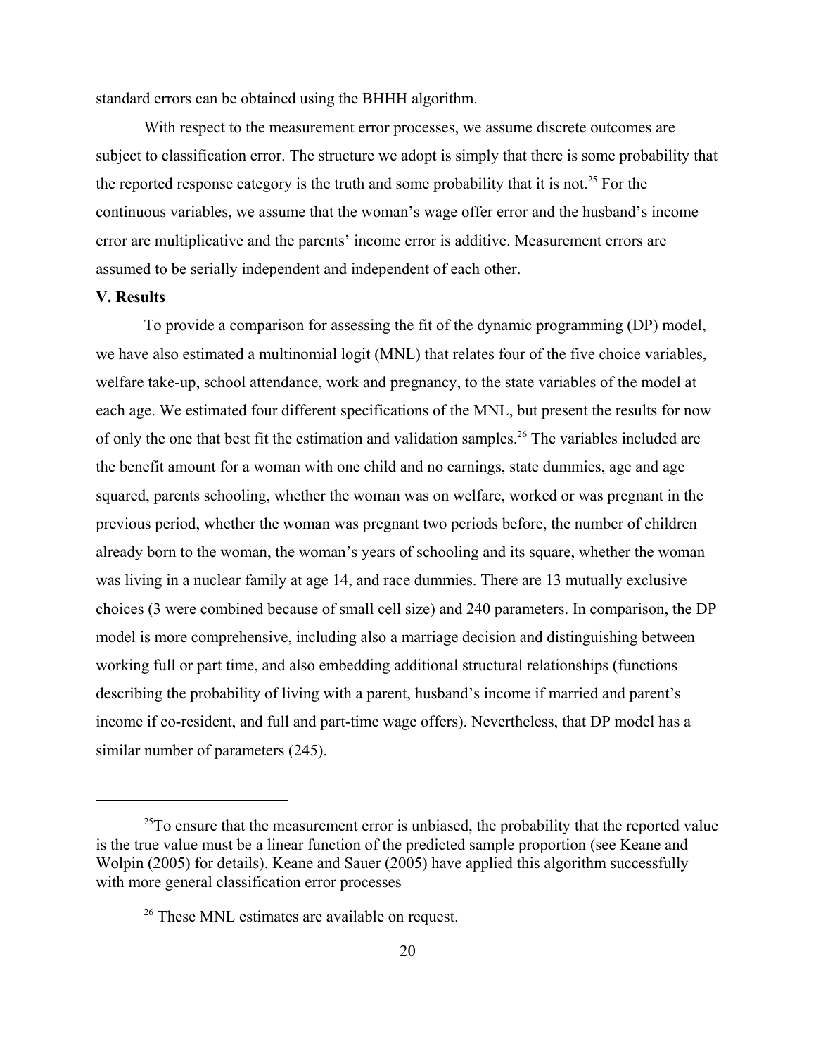standard errors can be obtained using the BHHH algorithm.

With respect to the measurement error processes, we assume discrete outcomes are subject to classification error. The structure we adopt is simply that there is some probability that the reported response category is the truth and some probability that it is not.[25] For the continuous variables, we assume that the woman's wage offer error and the husband's income error are multiplicative and the parents' income error is additive. Measurement errors are assumed to be serially independent and independent of each other.

**V. Results**

To provide a comparison for assessing the fit of the dynamic programming (DP) model, we have also estimated a multinomial logit (MNL) that relates four of the five choice variables, welfare take-up, school attendance, work and pregnancy, to the state variables of the model at each age. We estimated four different specifications of the MNL, but present the results for now of only the one that best fit the estimation and validation samples.[26] The variables included are the benefit amount for a woman with one child and no earnings, state dummies, age and age squared, parents schooling, whether the woman was on welfare, worked or was pregnant in the previous period, whether the woman was pregnant two periods before, the number of children already born to the woman, the woman's years of schooling and its square, whether the woman was living in a nuclear family at age 14, and race dummies. There are 13 mutually exclusive choices (3 were combined because of small cell size) and 240 parameters. In comparison, the DP model is more comprehensive, including also a marriage decision and distinguishing between working full or part time, and also embedding additional structural relationships (functions describing the probability of living with a parent, husband's income if married and parent's income if co-resident, and full and part-time wage offers). Nevertheless, that DP model has a similar number of parameters (245).

---

[25]To ensure that the measurement error is unbiased, the probability that the reported value is the true value must be a linear function of the predicted sample proportion (see Keane and Wolpin (2005) for details). Keane and Sauer (2005) have applied this algorithm successfully with more general classification error processes

[26] These MNL estimates are available on request.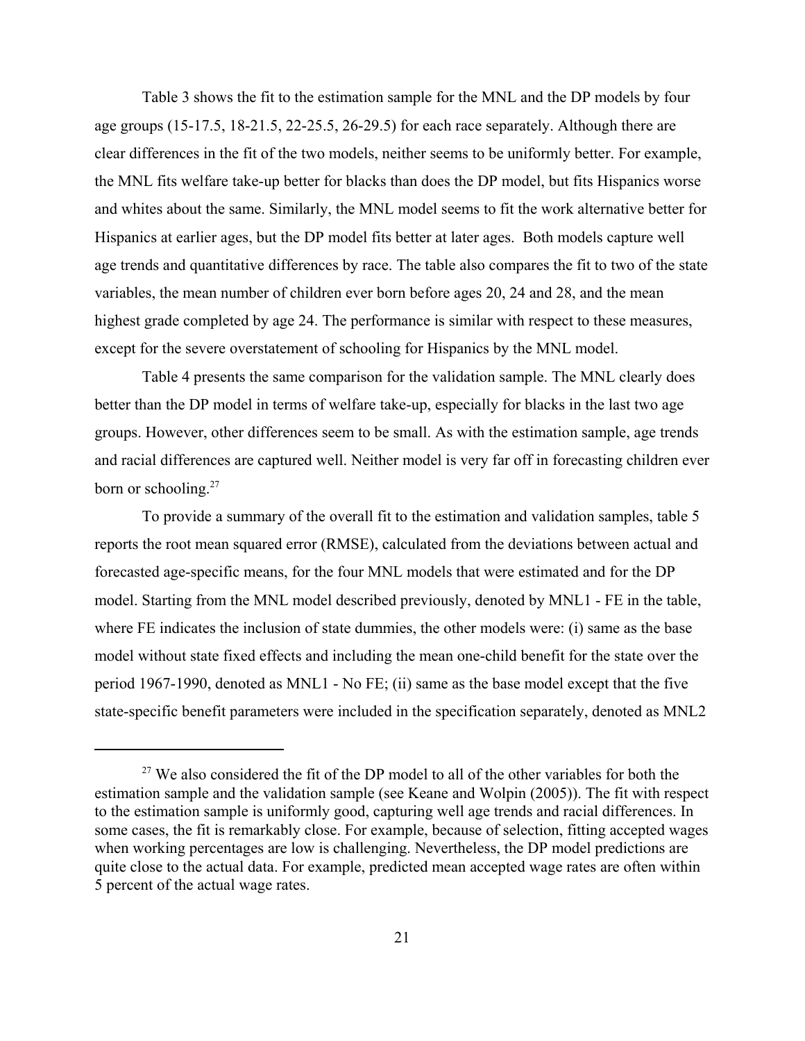Table 3 shows the fit to the estimation sample for the MNL and the DP models by four age groups (15-17.5, 18-21.5, 22-25.5, 26-29.5) for each race separately. Although there are clear differences in the fit of the two models, neither seems to be uniformly better. For example, the MNL fits welfare take-up better for blacks than does the DP model, but fits Hispanics worse and whites about the same. Similarly, the MNL model seems to fit the work alternative better for Hispanics at earlier ages, but the DP model fits better at later ages. Both models capture well age trends and quantitative differences by race. The table also compares the fit to two of the state variables, the mean number of children ever born before ages 20, 24 and 28, and the mean highest grade completed by age 24. The performance is similar with respect to these measures, except for the severe overstatement of schooling for Hispanics by the MNL model.

Table 4 presents the same comparison for the validation sample. The MNL clearly does better than the DP model in terms of welfare take-up, especially for blacks in the last two age groups. However, other differences seem to be small. As with the estimation sample, age trends and racial differences are captured well. Neither model is very far off in forecasting children ever born or schooling.[27]

To provide a summary of the overall fit to the estimation and validation samples, table 5 reports the root mean squared error (RMSE), calculated from the deviations between actual and forecasted age-specific means, for the four MNL models that were estimated and for the DP model. Starting from the MNL model described previously, denoted by MNL1 - FE in the table, where FE indicates the inclusion of state dummies, the other models were: (i) same as the base model without state fixed effects and including the mean one-child benefit for the state over the period 1967-1990, denoted as MNL1 - No FE; (ii) same as the base model except that the five state-specific benefit parameters were included in the specification separately, denoted as MNL2

---

[27] We also considered the fit of the DP model to all of the other variables for both the estimation sample and the validation sample (see Keane and Wolpin (2005)). The fit with respect to the estimation sample is uniformly good, capturing well age trends and racial differences. In some cases, the fit is remarkably close. For example, because of selection, fitting accepted wages when working percentages are low is challenging. Nevertheless, the DP model predictions are quite close to the actual data. For example, predicted mean accepted wage rates are often within 5 percent of the actual wage rates.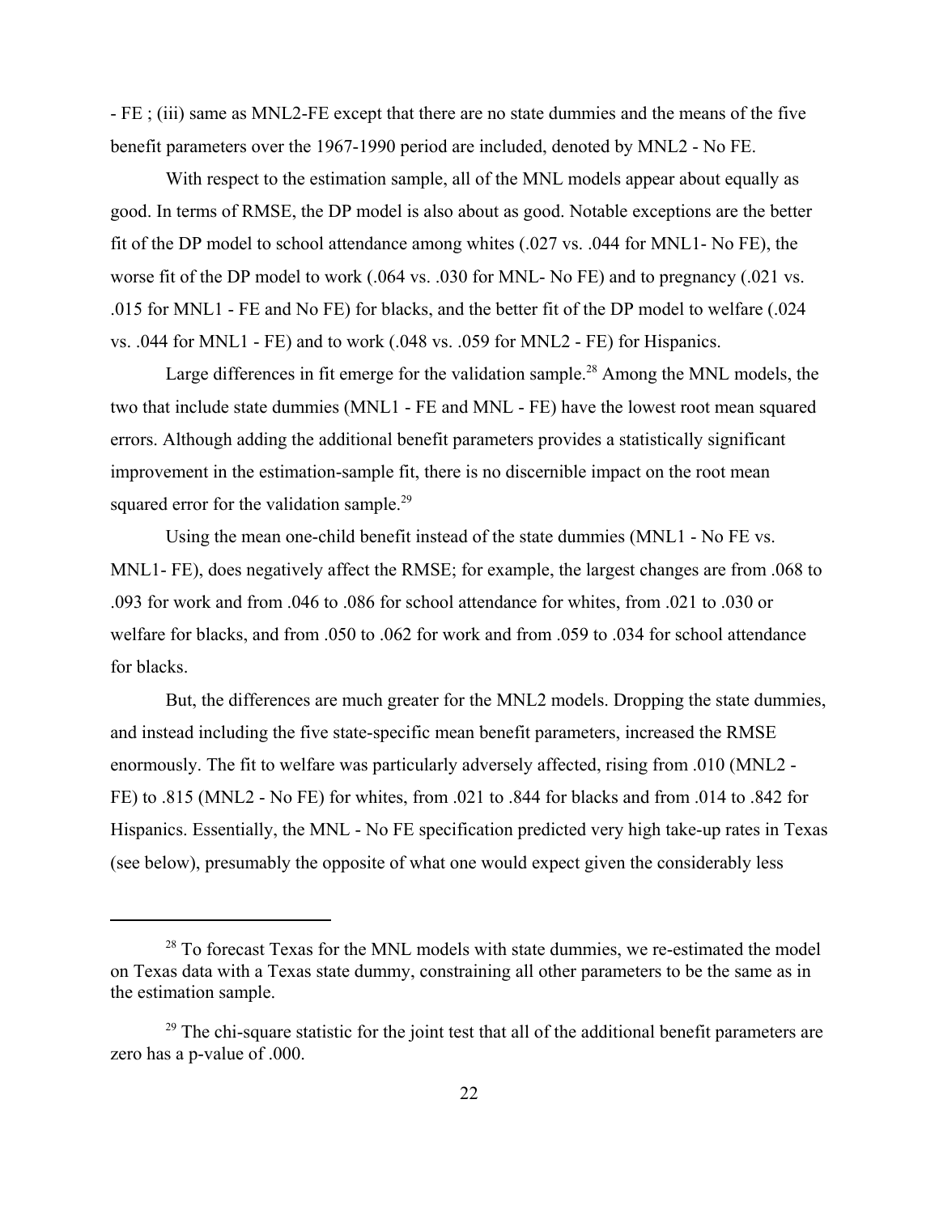- FE ; (iii) same as MNL2-FE except that there are no state dummies and the means of the five benefit parameters over the 1967-1990 period are included, denoted by MNL2 - No FE.

With respect to the estimation sample, all of the MNL models appear about equally as good. In terms of RMSE, the DP model is also about as good. Notable exceptions are the better fit of the DP model to school attendance among whites (.027 vs. .044 for MNL1- No FE), the worse fit of the DP model to work (.064 vs. .030 for MNL- No FE) and to pregnancy (.021 vs. .015 for MNL1 - FE and No FE) for blacks, and the better fit of the DP model to welfare (.024 vs. .044 for MNL1 - FE) and to work (.048 vs. .059 for MNL2 - FE) for Hispanics.

Large differences in fit emerge for the validation sample.[28] Among the MNL models, the two that include state dummies (MNL1 - FE and MNL - FE) have the lowest root mean squared errors. Although adding the additional benefit parameters provides a statistically significant improvement in the estimation-sample fit, there is no discernible impact on the root mean squared error for the validation sample.[29]

Using the mean one-child benefit instead of the state dummies (MNL1 - No FE vs. MNL1- FE), does negatively affect the RMSE; for example, the largest changes are from .068 to .093 for work and from .046 to .086 for school attendance for whites, from .021 to .030 or welfare for blacks, and from .050 to .062 for work and from .059 to .034 for school attendance for blacks.

But, the differences are much greater for the MNL2 models. Dropping the state dummies, and instead including the five state-specific mean benefit parameters, increased the RMSE enormously. The fit to welfare was particularly adversely affected, rising from .010 (MNL2 - FE) to .815 (MNL2 - No FE) for whites, from .021 to .844 for blacks and from .014 to .842 for Hispanics. Essentially, the MNL - No FE specification predicted very high take-up rates in Texas (see below), presumably the opposite of what one would expect given the considerably less

---

[28] To forecast Texas for the MNL models with state dummies, we re-estimated the model on Texas data with a Texas state dummy, constraining all other parameters to be the same as in the estimation sample.

[29] The chi-square statistic for the joint test that all of the additional benefit parameters are zero has a p-value of .000.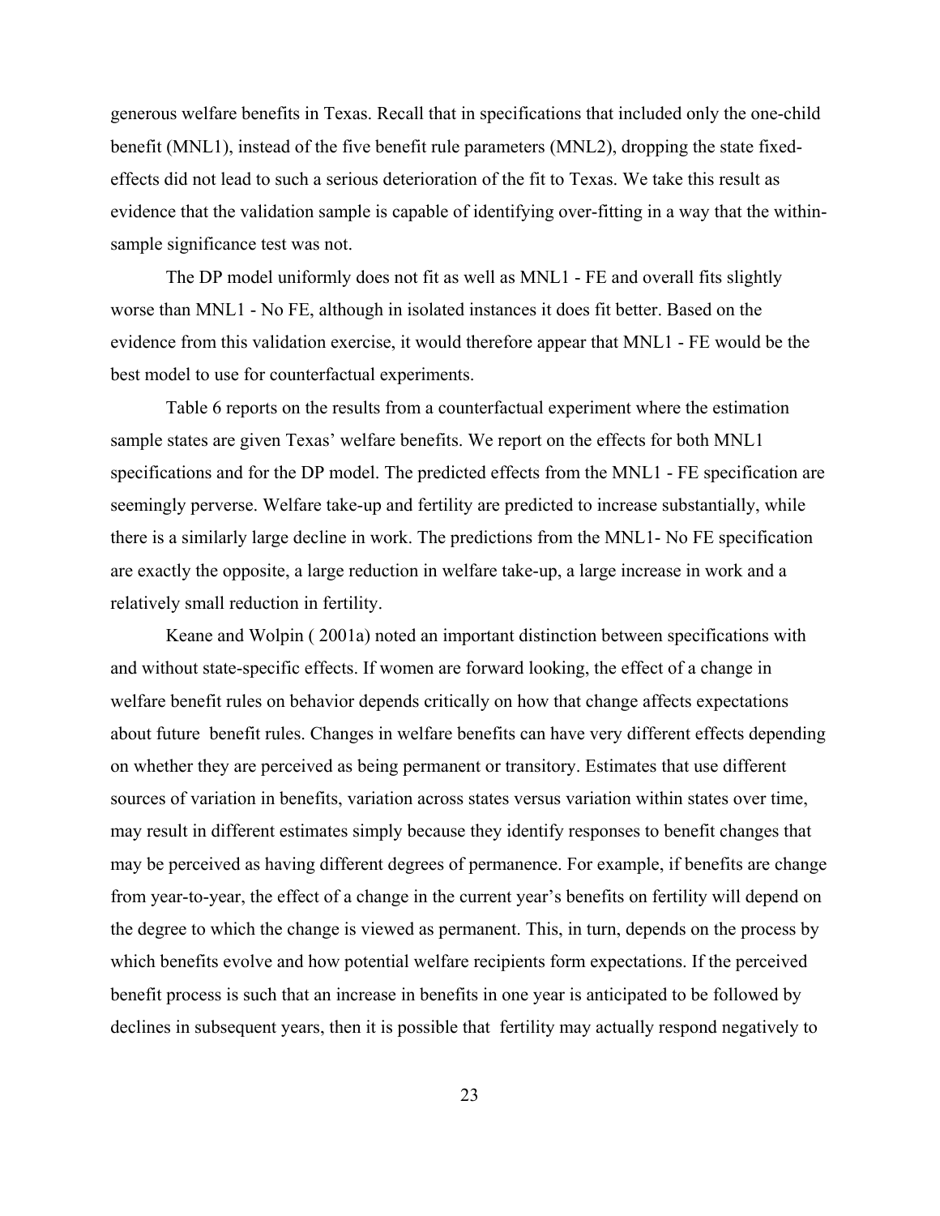generous welfare benefits in Texas. Recall that in specifications that included only the one-child benefit (MNL1), instead of the five benefit rule parameters (MNL2), dropping the state fixed-effects did not lead to such a serious deterioration of the fit to Texas. We take this result as evidence that the validation sample is capable of identifying over-fitting in a way that the within-sample significance test was not.

The DP model uniformly does not fit as well as MNL1 - FE and overall fits slightly worse than MNL1 - No FE, although in isolated instances it does fit better. Based on the evidence from this validation exercise, it would therefore appear that MNL1 - FE would be the best model to use for counterfactual experiments.

Table 6 reports on the results from a counterfactual experiment where the estimation sample states are given Texas' welfare benefits. We report on the effects for both MNL1 specifications and for the DP model. The predicted effects from the MNL1 - FE specification are seemingly perverse. Welfare take-up and fertility are predicted to increase substantially, while there is a similarly large decline in work. The predictions from the MNL1- No FE specification are exactly the opposite, a large reduction in welfare take-up, a large increase in work and a relatively small reduction in fertility.

Keane and Wolpin ( 2001a) noted an important distinction between specifications with and without state-specific effects. If women are forward looking, the effect of a change in welfare benefit rules on behavior depends critically on how that change affects expectations about future  benefit rules. Changes in welfare benefits can have very different effects depending on whether they are perceived as being permanent or transitory. Estimates that use different sources of variation in benefits, variation across states versus variation within states over time, may result in different estimates simply because they identify responses to benefit changes that may be perceived as having different degrees of permanence. For example, if benefits are change from year-to-year, the effect of a change in the current year's benefits on fertility will depend on the degree to which the change is viewed as permanent. This, in turn, depends on the process by which benefits evolve and how potential welfare recipients form expectations. If the perceived benefit process is such that an increase in benefits in one year is anticipated to be followed by declines in subsequent years, then it is possible that  fertility may actually respond negatively to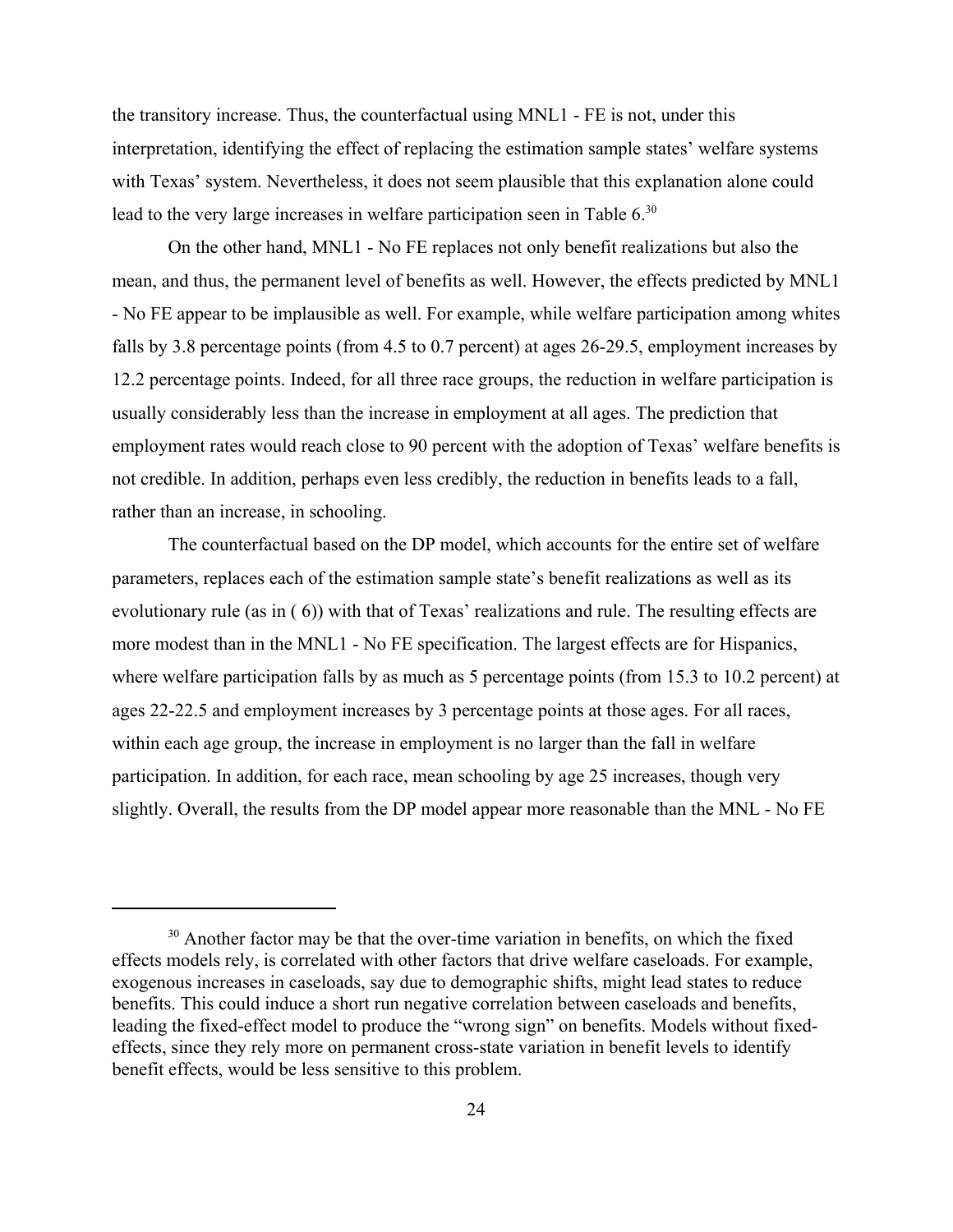the transitory increase. Thus, the counterfactual using MNL1 - FE is not, under this interpretation, identifying the effect of replacing the estimation sample states' welfare systems with Texas' system. Nevertheless, it does not seem plausible that this explanation alone could lead to the very large increases in welfare participation seen in Table 6.[30]

On the other hand, MNL1 - No FE replaces not only benefit realizations but also the mean, and thus, the permanent level of benefits as well. However, the effects predicted by MNL1 - No FE appear to be implausible as well. For example, while welfare participation among whites falls by 3.8 percentage points (from 4.5 to 0.7 percent) at ages 26-29.5, employment increases by 12.2 percentage points. Indeed, for all three race groups, the reduction in welfare participation is usually considerably less than the increase in employment at all ages. The prediction that employment rates would reach close to 90 percent with the adoption of Texas' welfare benefits is not credible. In addition, perhaps even less credibly, the reduction in benefits leads to a fall, rather than an increase, in schooling.

The counterfactual based on the DP model, which accounts for the entire set of welfare parameters, replaces each of the estimation sample state's benefit realizations as well as its evolutionary rule (as in ( 6)) with that of Texas' realizations and rule. The resulting effects are more modest than in the MNL1 - No FE specification. The largest effects are for Hispanics, where welfare participation falls by as much as 5 percentage points (from 15.3 to 10.2 percent) at ages 22-22.5 and employment increases by 3 percentage points at those ages. For all races, within each age group, the increase in employment is no larger than the fall in welfare participation. In addition, for each race, mean schooling by age 25 increases, though very slightly. Overall, the results from the DP model appear more reasonable than the MNL - No FE

[30] Another factor may be that the over-time variation in benefits, on which the fixed effects models rely, is correlated with other factors that drive welfare caseloads. For example, exogenous increases in caseloads, say due to demographic shifts, might lead states to reduce benefits. This could induce a short run negative correlation between caseloads and benefits, leading the fixed-effect model to produce the "wrong sign" on benefits. Models without fixed-effects, since they rely more on permanent cross-state variation in benefit levels to identify benefit effects, would be less sensitive to this problem.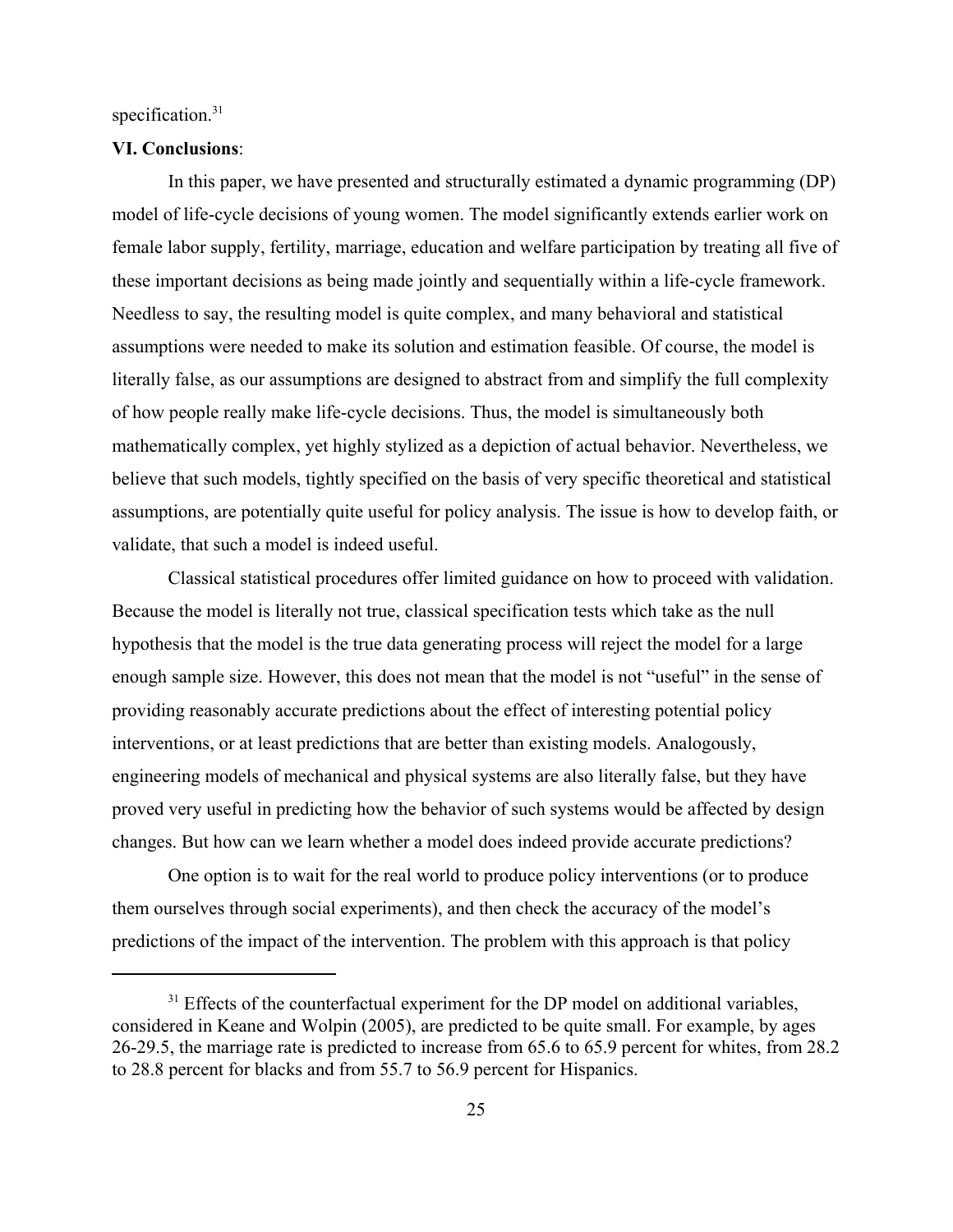specification.[31]

**VI. Conclusions**:

In this paper, we have presented and structurally estimated a dynamic programming (DP) model of life-cycle decisions of young women. The model significantly extends earlier work on female labor supply, fertility, marriage, education and welfare participation by treating all five of these important decisions as being made jointly and sequentially within a life-cycle framework. Needless to say, the resulting model is quite complex, and many behavioral and statistical assumptions were needed to make its solution and estimation feasible. Of course, the model is literally false, as our assumptions are designed to abstract from and simplify the full complexity of how people really make life-cycle decisions. Thus, the model is simultaneously both mathematically complex, yet highly stylized as a depiction of actual behavior. Nevertheless, we believe that such models, tightly specified on the basis of very specific theoretical and statistical assumptions, are potentially quite useful for policy analysis. The issue is how to develop faith, or validate, that such a model is indeed useful.

Classical statistical procedures offer limited guidance on how to proceed with validation. Because the model is literally not true, classical specification tests which take as the null hypothesis that the model is the true data generating process will reject the model for a large enough sample size. However, this does not mean that the model is not "useful" in the sense of providing reasonably accurate predictions about the effect of interesting potential policy interventions, or at least predictions that are better than existing models. Analogously, engineering models of mechanical and physical systems are also literally false, but they have proved very useful in predicting how the behavior of such systems would be affected by design changes. But how can we learn whether a model does indeed provide accurate predictions?

One option is to wait for the real world to produce policy interventions (or to produce them ourselves through social experiments), and then check the accuracy of the model's predictions of the impact of the intervention. The problem with this approach is that policy

[31] Effects of the counterfactual experiment for the DP model on additional variables, considered in Keane and Wolpin (2005), are predicted to be quite small. For example, by ages 26-29.5, the marriage rate is predicted to increase from 65.6 to 65.9 percent for whites, from 28.2 to 28.8 percent for blacks and from 55.7 to 56.9 percent for Hispanics.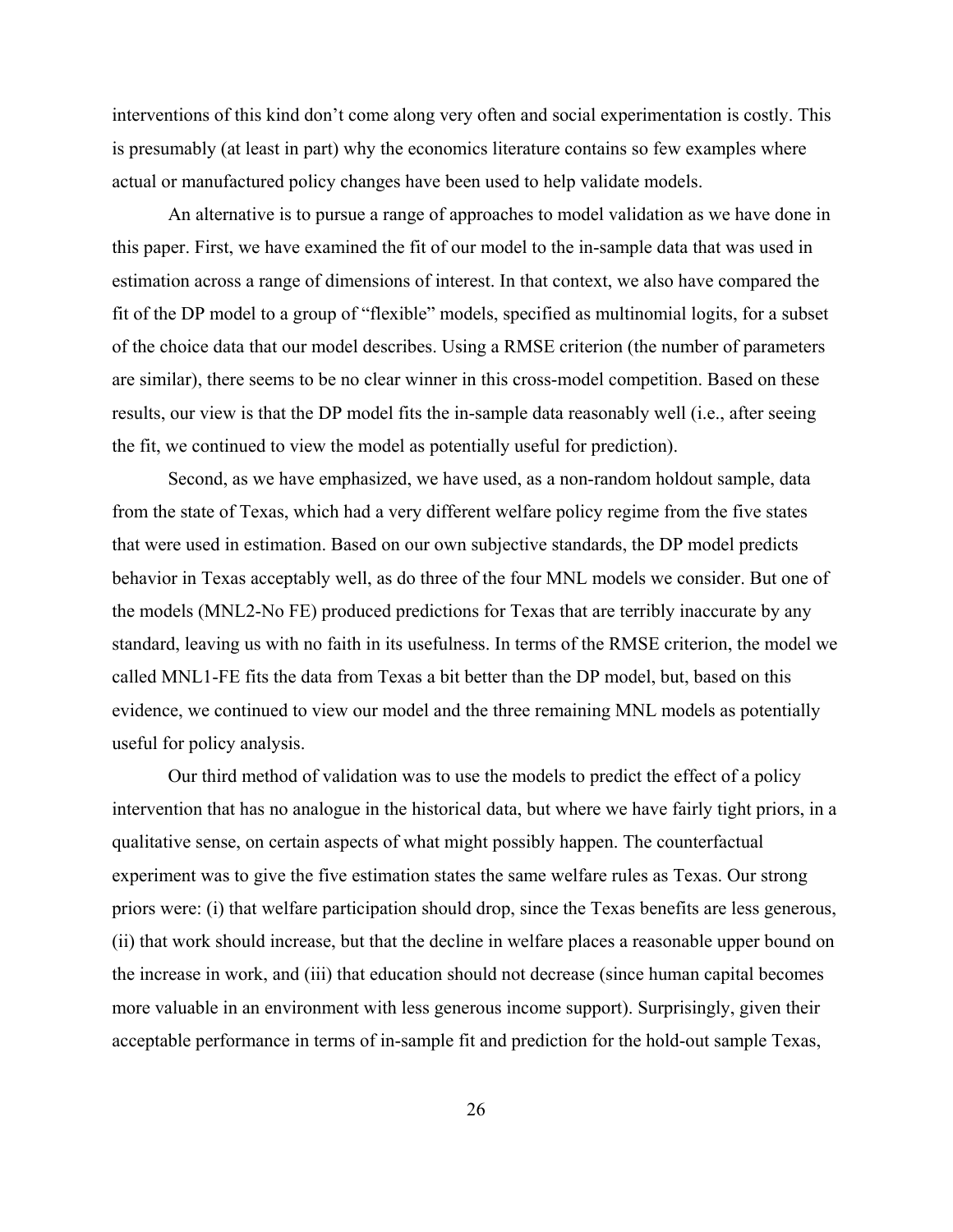interventions of this kind don't come along very often and social experimentation is costly. This is presumably (at least in part) why the economics literature contains so few examples where actual or manufactured policy changes have been used to help validate models.

An alternative is to pursue a range of approaches to model validation as we have done in this paper. First, we have examined the fit of our model to the in-sample data that was used in estimation across a range of dimensions of interest. In that context, we also have compared the fit of the DP model to a group of "flexible" models, specified as multinomial logits, for a subset of the choice data that our model describes. Using a RMSE criterion (the number of parameters are similar), there seems to be no clear winner in this cross-model competition. Based on these results, our view is that the DP model fits the in-sample data reasonably well (i.e., after seeing the fit, we continued to view the model as potentially useful for prediction).

Second, as we have emphasized, we have used, as a non-random holdout sample, data from the state of Texas, which had a very different welfare policy regime from the five states that were used in estimation. Based on our own subjective standards, the DP model predicts behavior in Texas acceptably well, as do three of the four MNL models we consider. But one of the models (MNL2-No FE) produced predictions for Texas that are terribly inaccurate by any standard, leaving us with no faith in its usefulness. In terms of the RMSE criterion, the model we called MNL1-FE fits the data from Texas a bit better than the DP model, but, based on this evidence, we continued to view our model and the three remaining MNL models as potentially useful for policy analysis.

Our third method of validation was to use the models to predict the effect of a policy intervention that has no analogue in the historical data, but where we have fairly tight priors, in a qualitative sense, on certain aspects of what might possibly happen. The counterfactual experiment was to give the five estimation states the same welfare rules as Texas. Our strong priors were: (i) that welfare participation should drop, since the Texas benefits are less generous, (ii) that work should increase, but that the decline in welfare places a reasonable upper bound on the increase in work, and (iii) that education should not decrease (since human capital becomes more valuable in an environment with less generous income support). Surprisingly, given their acceptable performance in terms of in-sample fit and prediction for the hold-out sample Texas,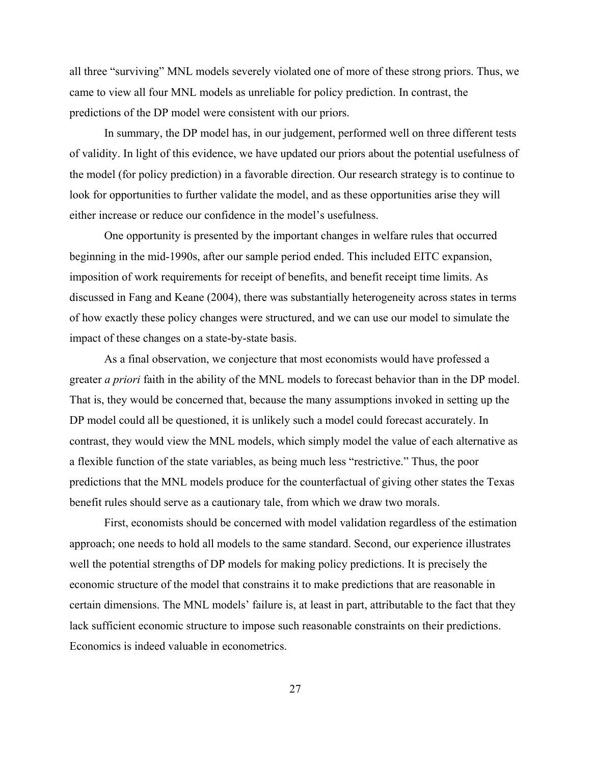all three "surviving" MNL models severely violated one of more of these strong priors. Thus, we came to view all four MNL models as unreliable for policy prediction. In contrast, the predictions of the DP model were consistent with our priors.

In summary, the DP model has, in our judgement, performed well on three different tests of validity. In light of this evidence, we have updated our priors about the potential usefulness of the model (for policy prediction) in a favorable direction. Our research strategy is to continue to look for opportunities to further validate the model, and as these opportunities arise they will either increase or reduce our confidence in the model's usefulness.

One opportunity is presented by the important changes in welfare rules that occurred beginning in the mid-1990s, after our sample period ended. This included EITC expansion, imposition of work requirements for receipt of benefits, and benefit receipt time limits. As discussed in Fang and Keane (2004), there was substantially heterogeneity across states in terms of how exactly these policy changes were structured, and we can use our model to simulate the impact of these changes on a state-by-state basis.

As a final observation, we conjecture that most economists would have professed a greater *a priori* faith in the ability of the MNL models to forecast behavior than in the DP model. That is, they would be concerned that, because the many assumptions invoked in setting up the DP model could all be questioned, it is unlikely such a model could forecast accurately. In contrast, they would view the MNL models, which simply model the value of each alternative as a flexible function of the state variables, as being much less "restrictive." Thus, the poor predictions that the MNL models produce for the counterfactual of giving other states the Texas benefit rules should serve as a cautionary tale, from which we draw two morals.

First, economists should be concerned with model validation regardless of the estimation approach; one needs to hold all models to the same standard. Second, our experience illustrates well the potential strengths of DP models for making policy predictions. It is precisely the economic structure of the model that constrains it to make predictions that are reasonable in certain dimensions. The MNL models' failure is, at least in part, attributable to the fact that they lack sufficient economic structure to impose such reasonable constraints on their predictions. Economics is indeed valuable in econometrics.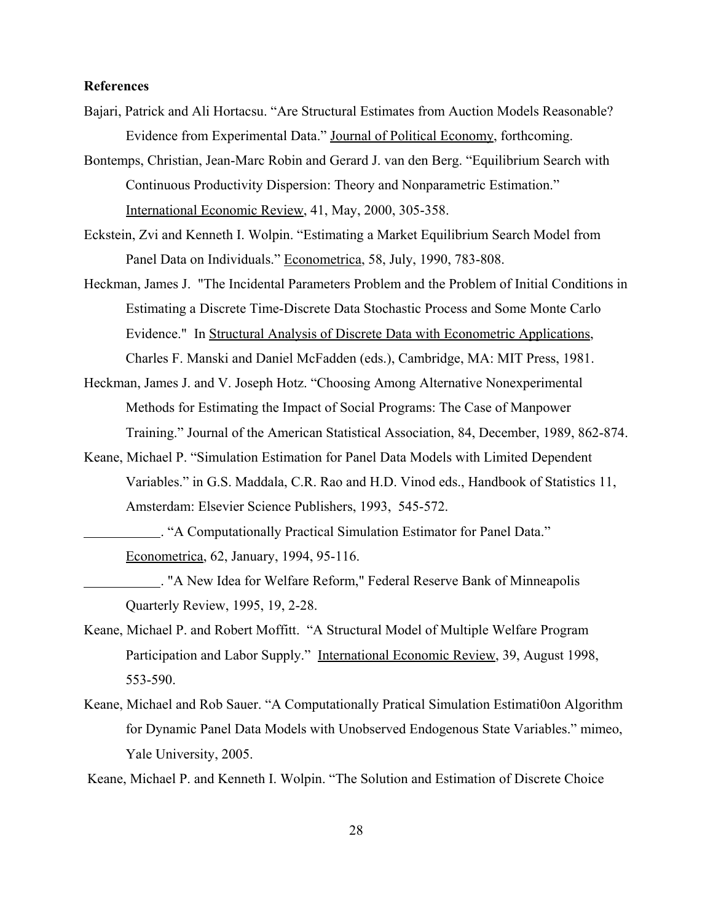**References**

Bajari, Patrick and Ali Hortacsu. "Are Structural Estimates from Auction Models Reasonable? Evidence from Experimental Data." Journal of Political Economy, forthcoming.

Bontemps, Christian, Jean-Marc Robin and Gerard J. van den Berg. "Equilibrium Search with Continuous Productivity Dispersion: Theory and Nonparametric Estimation." International Economic Review, 41, May, 2000, 305-358.

Eckstein, Zvi and Kenneth I. Wolpin. "Estimating a Market Equilibrium Search Model from Panel Data on Individuals." Econometrica, 58, July, 1990, 783-808.

Heckman, James J. "The Incidental Parameters Problem and the Problem of Initial Conditions in Estimating a Discrete Time-Discrete Data Stochastic Process and Some Monte Carlo Evidence." In Structural Analysis of Discrete Data with Econometric Applications, Charles F. Manski and Daniel McFadden (eds.), Cambridge, MA: MIT Press, 1981.

Heckman, James J. and V. Joseph Hotz. "Choosing Among Alternative Nonexperimental Methods for Estimating the Impact of Social Programs: The Case of Manpower Training." Journal of the American Statistical Association, 84, December, 1989, 862-874.

Keane, Michael P. "Simulation Estimation for Panel Data Models with Limited Dependent Variables." in G.S. Maddala, C.R. Rao and H.D. Vinod eds., Handbook of Statistics 11, Amsterdam: Elsevier Science Publishers, 1993, 545-572.

___________. "A Computationally Practical Simulation Estimator for Panel Data." Econometrica, 62, January, 1994, 95-116.

___________. "A New Idea for Welfare Reform," Federal Reserve Bank of Minneapolis Quarterly Review, 1995, 19, 2-28.

Keane, Michael P. and Robert Moffitt. "A Structural Model of Multiple Welfare Program Participation and Labor Supply." International Economic Review, 39, August 1998, 553-590.

Keane, Michael and Rob Sauer. "A Computationally Pratical Simulation Estimati0on Algorithm for Dynamic Panel Data Models with Unobserved Endogenous State Variables." mimeo, Yale University, 2005.

Keane, Michael P. and Kenneth I. Wolpin. "The Solution and Estimation of Discrete Choice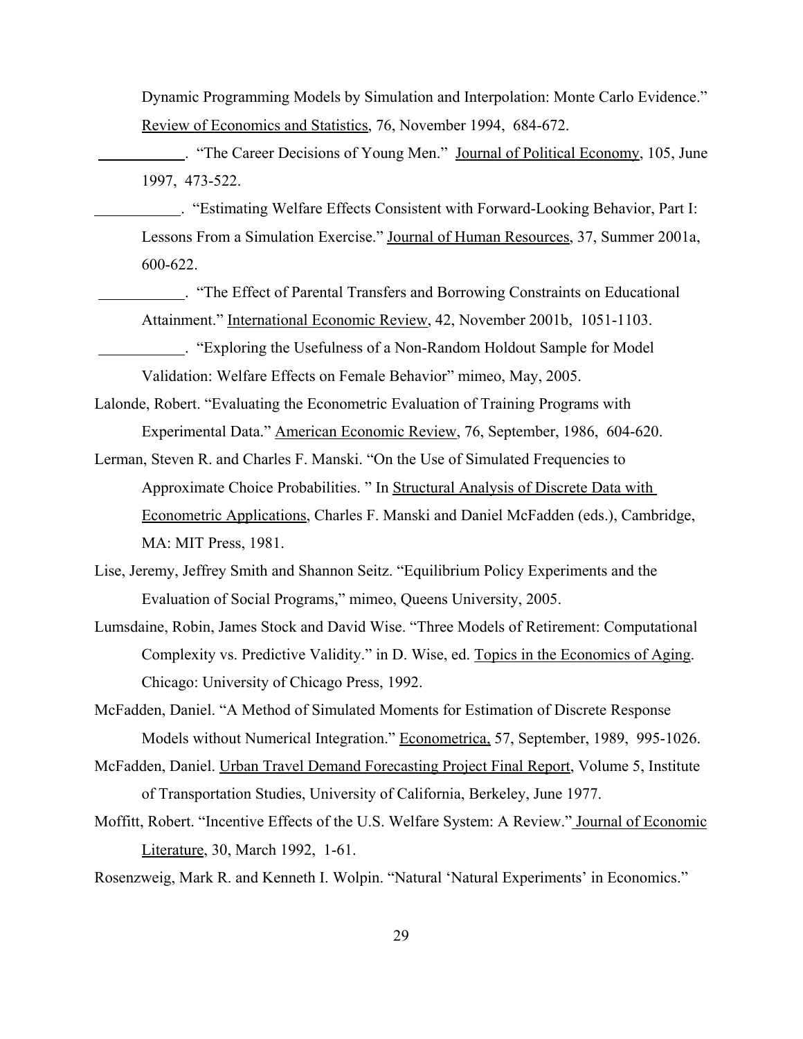Dynamic Programming Models by Simulation and Interpolation: Monte Carlo Evidence." Review of Economics and Statistics, 76, November 1994, 684-672.

\_\_\_\_\_\_\_\_\_\_\_. "The Career Decisions of Young Men." Journal of Political Economy, 105, June 1997, 473-522.

\_\_\_\_\_\_\_\_\_\_\_. "Estimating Welfare Effects Consistent with Forward-Looking Behavior, Part I: Lessons From a Simulation Exercise." Journal of Human Resources, 37, Summer 2001a, 600-622.

\_\_\_\_\_\_\_\_\_\_\_. "The Effect of Parental Transfers and Borrowing Constraints on Educational Attainment." International Economic Review, 42, November 2001b, 1051-1103.

\_\_\_\_\_\_\_\_\_\_\_. "Exploring the Usefulness of a Non-Random Holdout Sample for Model Validation: Welfare Effects on Female Behavior" mimeo, May, 2005.

Lalonde, Robert. "Evaluating the Econometric Evaluation of Training Programs with Experimental Data." American Economic Review, 76, September, 1986, 604-620.

Lerman, Steven R. and Charles F. Manski. "On the Use of Simulated Frequencies to Approximate Choice Probabilities. " In Structural Analysis of Discrete Data with Econometric Applications, Charles F. Manski and Daniel McFadden (eds.), Cambridge, MA: MIT Press, 1981.

Lise, Jeremy, Jeffrey Smith and Shannon Seitz. "Equilibrium Policy Experiments and the Evaluation of Social Programs," mimeo, Queens University, 2005.

Lumsdaine, Robin, James Stock and David Wise. "Three Models of Retirement: Computational Complexity vs. Predictive Validity." in D. Wise, ed. Topics in the Economics of Aging. Chicago: University of Chicago Press, 1992.

McFadden, Daniel. "A Method of Simulated Moments for Estimation of Discrete Response Models without Numerical Integration." Econometrica, 57, September, 1989, 995-1026.

McFadden, Daniel. Urban Travel Demand Forecasting Project Final Report, Volume 5, Institute of Transportation Studies, University of California, Berkeley, June 1977.

Moffitt, Robert. "Incentive Effects of the U.S. Welfare System: A Review." Journal of Economic Literature, 30, March 1992, 1-61.

Rosenzweig, Mark R. and Kenneth I. Wolpin. "Natural 'Natural Experiments' in Economics."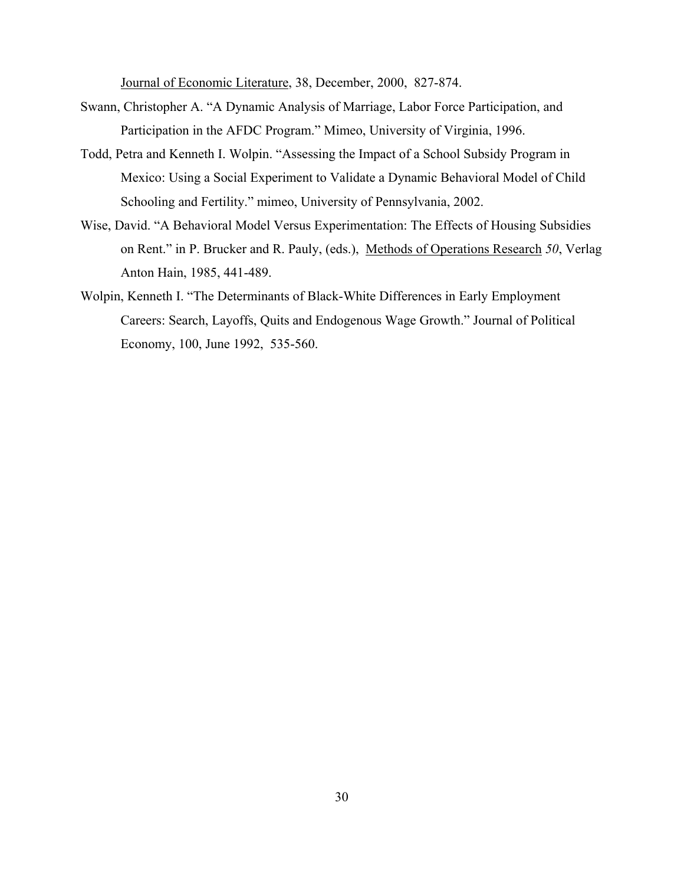Journal of Economic Literature, 38, December, 2000, 827-874.

Swann, Christopher A. "A Dynamic Analysis of Marriage, Labor Force Participation, and Participation in the AFDC Program." Mimeo, University of Virginia, 1996.

Todd, Petra and Kenneth I. Wolpin. "Assessing the Impact of a School Subsidy Program in Mexico: Using a Social Experiment to Validate a Dynamic Behavioral Model of Child Schooling and Fertility." mimeo, University of Pennsylvania, 2002.

Wise, David. "A Behavioral Model Versus Experimentation: The Effects of Housing Subsidies on Rent." in P. Brucker and R. Pauly, (eds.), Methods of Operations Research *50*, Verlag Anton Hain, 1985, 441-489.

Wolpin, Kenneth I. "The Determinants of Black-White Differences in Early Employment Careers: Search, Layoffs, Quits and Endogenous Wage Growth." Journal of Political Economy, 100, June 1992, 535-560.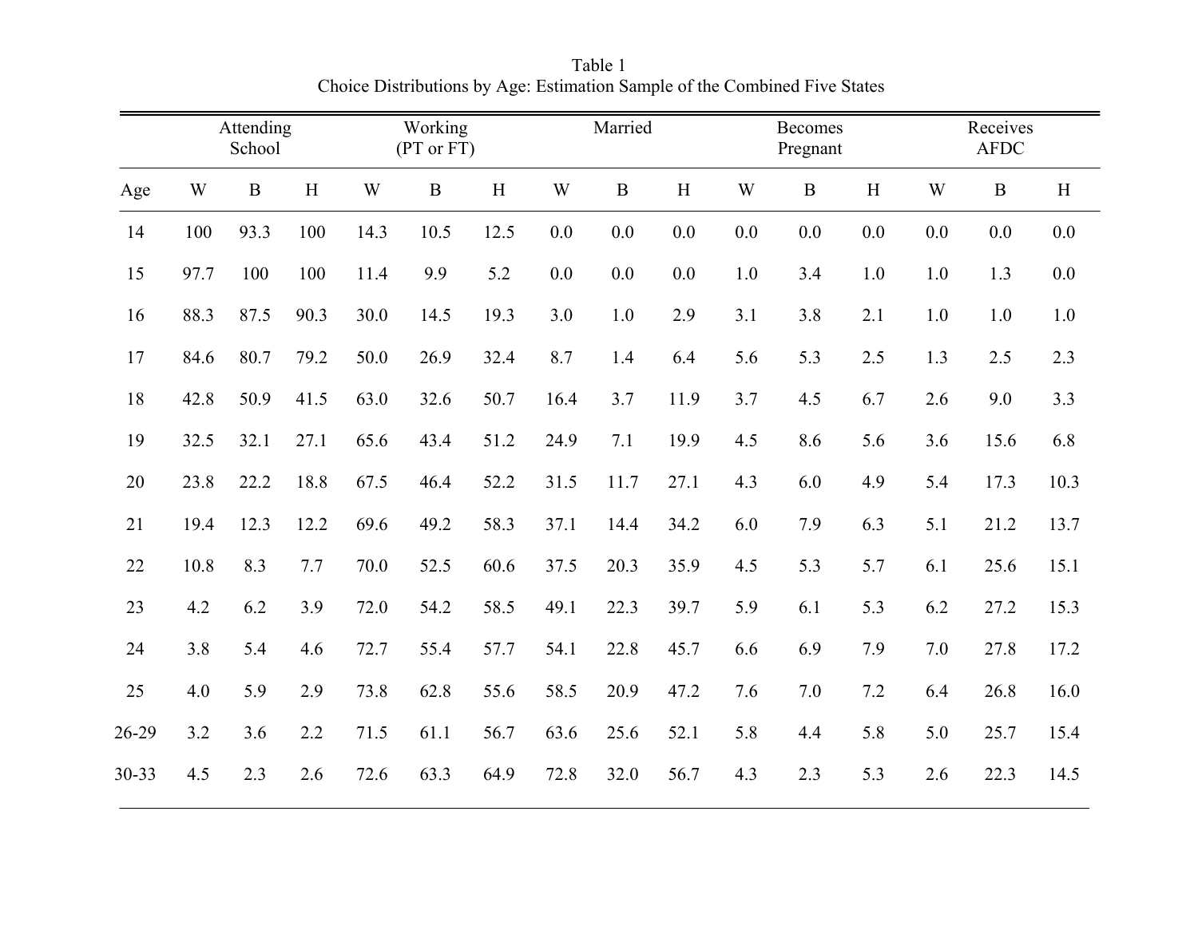Table 1
Choice Distributions by Age: Estimation Sample of the Combined Five States

| | Attending School | | | Working (PT or FT) | | | Married | | | Becomes Pregnant | | | Receives AFDC | | |
|---|---|---|---|---|---|---|---|---|---|---|---|---|---|---|---|
| Age | W | B | H | W | B | H | W | B | H | W | B | H | W | B | H |
| 14 | 100 | 93.3 | 100 | 14.3 | 10.5 | 12.5 | 0.0 | 0.0 | 0.0 | 0.0 | 0.0 | 0.0 | 0.0 | 0.0 | 0.0 |
| 15 | 97.7 | 100 | 100 | 11.4 | 9.9 | 5.2 | 0.0 | 0.0 | 0.0 | 1.0 | 3.4 | 1.0 | 1.0 | 1.3 | 0.0 |
| 16 | 88.3 | 87.5 | 90.3 | 30.0 | 14.5 | 19.3 | 3.0 | 1.0 | 2.9 | 3.1 | 3.8 | 2.1 | 1.0 | 1.0 | 1.0 |
| 17 | 84.6 | 80.7 | 79.2 | 50.0 | 26.9 | 32.4 | 8.7 | 1.4 | 6.4 | 5.6 | 5.3 | 2.5 | 1.3 | 2.5 | 2.3 |
| 18 | 42.8 | 50.9 | 41.5 | 63.0 | 32.6 | 50.7 | 16.4 | 3.7 | 11.9 | 3.7 | 4.5 | 6.7 | 2.6 | 9.0 | 3.3 |
| 19 | 32.5 | 32.1 | 27.1 | 65.6 | 43.4 | 51.2 | 24.9 | 7.1 | 19.9 | 4.5 | 8.6 | 5.6 | 3.6 | 15.6 | 6.8 |
| 20 | 23.8 | 22.2 | 18.8 | 67.5 | 46.4 | 52.2 | 31.5 | 11.7 | 27.1 | 4.3 | 6.0 | 4.9 | 5.4 | 17.3 | 10.3 |
| 21 | 19.4 | 12.3 | 12.2 | 69.6 | 49.2 | 58.3 | 37.1 | 14.4 | 34.2 | 6.0 | 7.9 | 6.3 | 5.1 | 21.2 | 13.7 |
| 22 | 10.8 | 8.3 | 7.7 | 70.0 | 52.5 | 60.6 | 37.5 | 20.3 | 35.9 | 4.5 | 5.3 | 5.7 | 6.1 | 25.6 | 15.1 |
| 23 | 4.2 | 6.2 | 3.9 | 72.0 | 54.2 | 58.5 | 49.1 | 22.3 | 39.7 | 5.9 | 6.1 | 5.3 | 6.2 | 27.2 | 15.3 |
| 24 | 3.8 | 5.4 | 4.6 | 72.7 | 55.4 | 57.7 | 54.1 | 22.8 | 45.7 | 6.6 | 6.9 | 7.9 | 7.0 | 27.8 | 17.2 |
| 25 | 4.0 | 5.9 | 2.9 | 73.8 | 62.8 | 55.6 | 58.5 | 20.9 | 47.2 | 7.6 | 7.0 | 7.2 | 6.4 | 26.8 | 16.0 |
| 26-29 | 3.2 | 3.6 | 2.2 | 71.5 | 61.1 | 56.7 | 63.6 | 25.6 | 52.1 | 5.8 | 4.4 | 5.8 | 5.0 | 25.7 | 15.4 |
| 30-33 | 4.5 | 2.3 | 2.6 | 72.6 | 63.3 | 64.9 | 72.8 | 32.0 | 56.7 | 4.3 | 2.3 | 5.3 | 2.6 | 22.3 | 14.5 |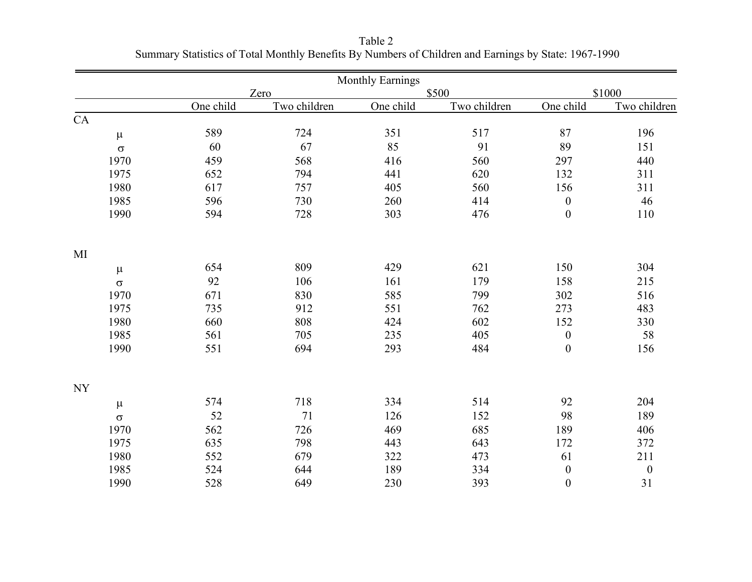Table 2
Summary Statistics of Total Monthly Benefits By Numbers of Children and Earnings by State: 1967-1990

| | Monthly Earnings | | | | | |
|---|---|---|---|---|---|---|
| | Zero | | $500 | | $1000 | |
| | One child | Two children | One child | Two children | One child | Two children |
| CA | | | | | | |
| $\mu$ | 589 | 724 | 351 | 517 | 87 | 196 |
| $\sigma$ | 60 | 67 | 85 | 91 | 89 | 151 |
| 1970 | 459 | 568 | 416 | 560 | 297 | 440 |
| 1975 | 652 | 794 | 441 | 620 | 132 | 311 |
| 1980 | 617 | 757 | 405 | 560 | 156 | 311 |
| 1985 | 596 | 730 | 260 | 414 | 0 | 46 |
| 1990 | 594 | 728 | 303 | 476 | 0 | 110 |
| MI | | | | | | |
| $\mu$ | 654 | 809 | 429 | 621 | 150 | 304 |
| $\sigma$ | 92 | 106 | 161 | 179 | 158 | 215 |
| 1970 | 671 | 830 | 585 | 799 | 302 | 516 |
| 1975 | 735 | 912 | 551 | 762 | 273 | 483 |
| 1980 | 660 | 808 | 424 | 602 | 152 | 330 |
| 1985 | 561 | 705 | 235 | 405 | 0 | 58 |
| 1990 | 551 | 694 | 293 | 484 | 0 | 156 |
| NY | | | | | | |
| $\mu$ | 574 | 718 | 334 | 514 | 92 | 204 |
| $\sigma$ | 52 | 71 | 126 | 152 | 98 | 189 |
| 1970 | 562 | 726 | 469 | 685 | 189 | 406 |
| 1975 | 635 | 798 | 443 | 643 | 172 | 372 |
| 1980 | 552 | 679 | 322 | 473 | 61 | 211 |
| 1985 | 524 | 644 | 189 | 334 | 0 | 0 |
| 1990 | 528 | 649 | 230 | 393 | 0 | 31 |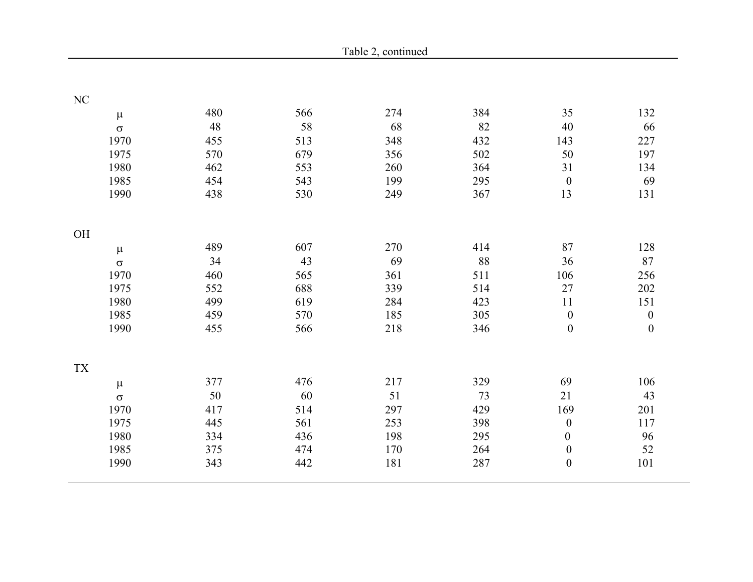Table 2, continued

| | | | | | | |
|---|---|---|---|---|---|---|
| NC | | | | | | |
| μ | 480 | 566 | 274 | 384 | 35 | 132 |
| σ | 48 | 58 | 68 | 82 | 40 | 66 |
| 1970 | 455 | 513 | 348 | 432 | 143 | 227 |
| 1975 | 570 | 679 | 356 | 502 | 50 | 197 |
| 1980 | 462 | 553 | 260 | 364 | 31 | 134 |
| 1985 | 454 | 543 | 199 | 295 | 0 | 69 |
| 1990 | 438 | 530 | 249 | 367 | 13 | 131 |
| OH | | | | | | |
| μ | 489 | 607 | 270 | 414 | 87 | 128 |
| σ | 34 | 43 | 69 | 88 | 36 | 87 |
| 1970 | 460 | 565 | 361 | 511 | 106 | 256 |
| 1975 | 552 | 688 | 339 | 514 | 27 | 202 |
| 1980 | 499 | 619 | 284 | 423 | 11 | 151 |
| 1985 | 459 | 570 | 185 | 305 | 0 | 0 |
| 1990 | 455 | 566 | 218 | 346 | 0 | 0 |
| TX | | | | | | |
| μ | 377 | 476 | 217 | 329 | 69 | 106 |
| σ | 50 | 60 | 51 | 73 | 21 | 43 |
| 1970 | 417 | 514 | 297 | 429 | 169 | 201 |
| 1975 | 445 | 561 | 253 | 398 | 0 | 117 |
| 1980 | 334 | 436 | 198 | 295 | 0 | 96 |
| 1985 | 375 | 474 | 170 | 264 | 0 | 52 |
| 1990 | 343 | 442 | 181 | 287 | 0 | 101 |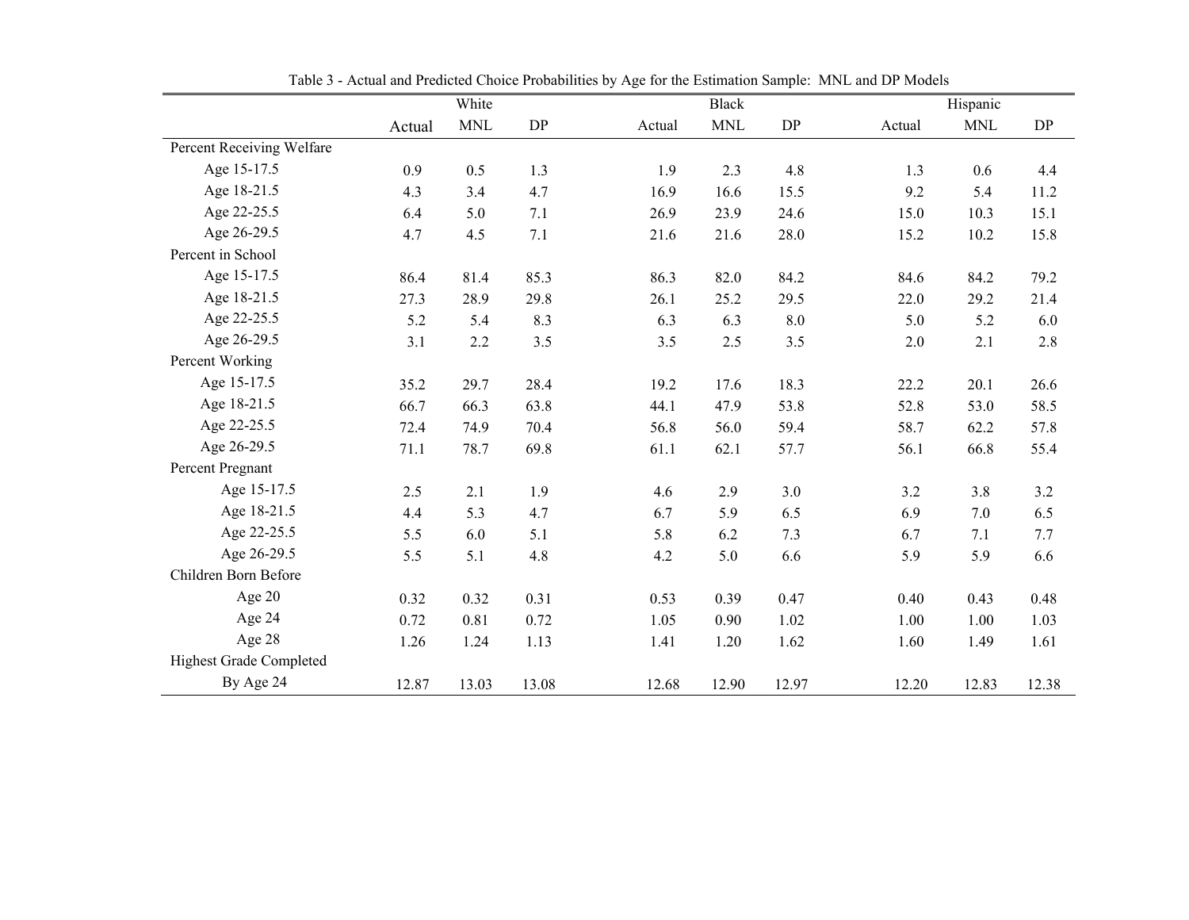Table 3 - Actual and Predicted Choice Probabilities by Age for the Estimation Sample: MNL and DP Models

| | White | | | Black | | | Hispanic | | |
|---|---|---|---|---|---|---|---|---|---|
| | Actual | MNL | DP | Actual | MNL | DP | Actual | MNL | DP |
| Percent Receiving Welfare | | | | | | | | | |
| Age 15-17.5 | 0.9 | 0.5 | 1.3 | 1.9 | 2.3 | 4.8 | 1.3 | 0.6 | 4.4 |
| Age 18-21.5 | 4.3 | 3.4 | 4.7 | 16.9 | 16.6 | 15.5 | 9.2 | 5.4 | 11.2 |
| Age 22-25.5 | 6.4 | 5.0 | 7.1 | 26.9 | 23.9 | 24.6 | 15.0 | 10.3 | 15.1 |
| Age 26-29.5 | 4.7 | 4.5 | 7.1 | 21.6 | 21.6 | 28.0 | 15.2 | 10.2 | 15.8 |
| Percent in School | | | | | | | | | |
| Age 15-17.5 | 86.4 | 81.4 | 85.3 | 86.3 | 82.0 | 84.2 | 84.6 | 84.2 | 79.2 |
| Age 18-21.5 | 27.3 | 28.9 | 29.8 | 26.1 | 25.2 | 29.5 | 22.0 | 29.2 | 21.4 |
| Age 22-25.5 | 5.2 | 5.4 | 8.3 | 6.3 | 6.3 | 8.0 | 5.0 | 5.2 | 6.0 |
| Age 26-29.5 | 3.1 | 2.2 | 3.5 | 3.5 | 2.5 | 3.5 | 2.0 | 2.1 | 2.8 |
| Percent Working | | | | | | | | | |
| Age 15-17.5 | 35.2 | 29.7 | 28.4 | 19.2 | 17.6 | 18.3 | 22.2 | 20.1 | 26.6 |
| Age 18-21.5 | 66.7 | 66.3 | 63.8 | 44.1 | 47.9 | 53.8 | 52.8 | 53.0 | 58.5 |
| Age 22-25.5 | 72.4 | 74.9 | 70.4 | 56.8 | 56.0 | 59.4 | 58.7 | 62.2 | 57.8 |
| Age 26-29.5 | 71.1 | 78.7 | 69.8 | 61.1 | 62.1 | 57.7 | 56.1 | 66.8 | 55.4 |
| Percent Pregnant | | | | | | | | | |
| Age 15-17.5 | 2.5 | 2.1 | 1.9 | 4.6 | 2.9 | 3.0 | 3.2 | 3.8 | 3.2 |
| Age 18-21.5 | 4.4 | 5.3 | 4.7 | 6.7 | 5.9 | 6.5 | 6.9 | 7.0 | 6.5 |
| Age 22-25.5 | 5.5 | 6.0 | 5.1 | 5.8 | 6.2 | 7.3 | 6.7 | 7.1 | 7.7 |
| Age 26-29.5 | 5.5 | 5.1 | 4.8 | 4.2 | 5.0 | 6.6 | 5.9 | 5.9 | 6.6 |
| Children Born Before | | | | | | | | | |
| Age 20 | 0.32 | 0.32 | 0.31 | 0.53 | 0.39 | 0.47 | 0.40 | 0.43 | 0.48 |
| Age 24 | 0.72 | 0.81 | 0.72 | 1.05 | 0.90 | 1.02 | 1.00 | 1.00 | 1.03 |
| Age 28 | 1.26 | 1.24 | 1.13 | 1.41 | 1.20 | 1.62 | 1.60 | 1.49 | 1.61 |
| Highest Grade Completed | | | | | | | | | |
| By Age 24 | 12.87 | 13.03 | 13.08 | 12.68 | 12.90 | 12.97 | 12.20 | 12.83 | 12.38 |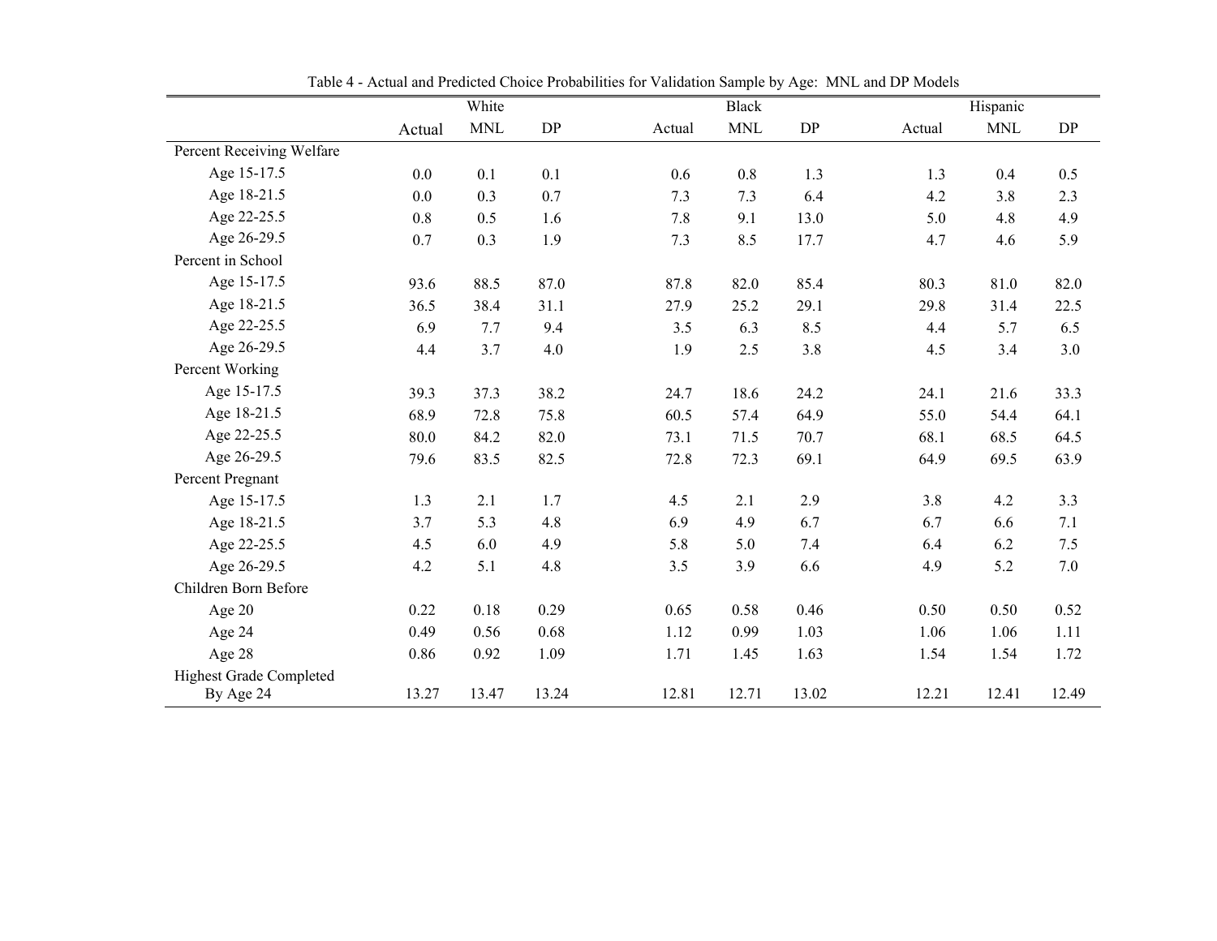Table 4 - Actual and Predicted Choice Probabilities for Validation Sample by Age: MNL and DP Models

| | White | | | Black | | | Hispanic | | |
|---|---|---|---|---|---|---|---|---|---|
| | Actual | MNL | DP | Actual | MNL | DP | Actual | MNL | DP |
| Percent Receiving Welfare | | | | | | | | | |
| Age 15-17.5 | 0.0 | 0.1 | 0.1 | 0.6 | 0.8 | 1.3 | 1.3 | 0.4 | 0.5 |
| Age 18-21.5 | 0.0 | 0.3 | 0.7 | 7.3 | 7.3 | 6.4 | 4.2 | 3.8 | 2.3 |
| Age 22-25.5 | 0.8 | 0.5 | 1.6 | 7.8 | 9.1 | 13.0 | 5.0 | 4.8 | 4.9 |
| Age 26-29.5 | 0.7 | 0.3 | 1.9 | 7.3 | 8.5 | 17.7 | 4.7 | 4.6 | 5.9 |
| Percent in School | | | | | | | | | |
| Age 15-17.5 | 93.6 | 88.5 | 87.0 | 87.8 | 82.0 | 85.4 | 80.3 | 81.0 | 82.0 |
| Age 18-21.5 | 36.5 | 38.4 | 31.1 | 27.9 | 25.2 | 29.1 | 29.8 | 31.4 | 22.5 |
| Age 22-25.5 | 6.9 | 7.7 | 9.4 | 3.5 | 6.3 | 8.5 | 4.4 | 5.7 | 6.5 |
| Age 26-29.5 | 4.4 | 3.7 | 4.0 | 1.9 | 2.5 | 3.8 | 4.5 | 3.4 | 3.0 |
| Percent Working | | | | | | | | | |
| Age 15-17.5 | 39.3 | 37.3 | 38.2 | 24.7 | 18.6 | 24.2 | 24.1 | 21.6 | 33.3 |
| Age 18-21.5 | 68.9 | 72.8 | 75.8 | 60.5 | 57.4 | 64.9 | 55.0 | 54.4 | 64.1 |
| Age 22-25.5 | 80.0 | 84.2 | 82.0 | 73.1 | 71.5 | 70.7 | 68.1 | 68.5 | 64.5 |
| Age 26-29.5 | 79.6 | 83.5 | 82.5 | 72.8 | 72.3 | 69.1 | 64.9 | 69.5 | 63.9 |
| Percent Pregnant | | | | | | | | | |
| Age 15-17.5 | 1.3 | 2.1 | 1.7 | 4.5 | 2.1 | 2.9 | 3.8 | 4.2 | 3.3 |
| Age 18-21.5 | 3.7 | 5.3 | 4.8 | 6.9 | 4.9 | 6.7 | 6.7 | 6.6 | 7.1 |
| Age 22-25.5 | 4.5 | 6.0 | 4.9 | 5.8 | 5.0 | 7.4 | 6.4 | 6.2 | 7.5 |
| Age 26-29.5 | 4.2 | 5.1 | 4.8 | 3.5 | 3.9 | 6.6 | 4.9 | 5.2 | 7.0 |
| Children Born Before | | | | | | | | | |
| Age 20 | 0.22 | 0.18 | 0.29 | 0.65 | 0.58 | 0.46 | 0.50 | 0.50 | 0.52 |
| Age 24 | 0.49 | 0.56 | 0.68 | 1.12 | 0.99 | 1.03 | 1.06 | 1.06 | 1.11 |
| Age 28 | 0.86 | 0.92 | 1.09 | 1.71 | 1.45 | 1.63 | 1.54 | 1.54 | 1.72 |
| Highest Grade Completed By Age 24 | 13.27 | 13.47 | 13.24 | 12.81 | 12.71 | 13.02 | 12.21 | 12.41 | 12.49 |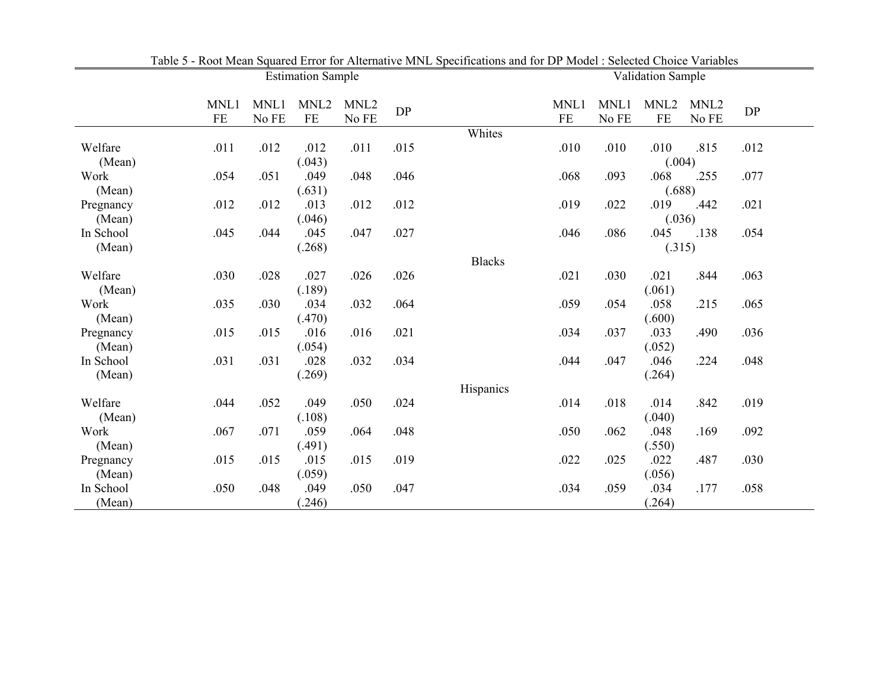Table 5 - Root Mean Squared Error for Alternative MNL Specifications and for DP Model : Selected Choice Variables

| | Estimation Sample | | | | | Validation Sample | | | | |
|---|---|---|---|---|---|---|---|---|---|---|
| | MNL1 FE | MNL1 No FE | MNL2 FE | MNL2 No FE | DP | MNL1 FE | MNL1 No FE | MNL2 FE | MNL2 No FE | DP |
| **Whites** | | | | | | | | | | |
| Welfare | .011 | .012 | .012 | .011 | .015 | .010 | .010 | .010 | .815 | .012 |
| (Mean) | | | (.043) | | | | | (.004) | | |
| Work | .054 | .051 | .049 | .048 | .046 | .068 | .093 | .068 | .255 | .077 |
| (Mean) | | | (.631) | | | | | (.688) | | |
| Pregnancy | .012 | .012 | .013 | .012 | .012 | .019 | .022 | .019 | .442 | .021 |
| (Mean) | | | (.046) | | | | | (.036) | | |
| In School | .045 | .044 | .045 | .047 | .027 | .046 | .086 | .045 | .138 | .054 |
| (Mean) | | | (.268) | | | | | (.315) | | |
| **Blacks** | | | | | | | | | | |
| Welfare | .030 | .028 | .027 | .026 | .026 | .021 | .030 | .021 | .844 | .063 |
| (Mean) | | | (.189) | | | | | (.061) | | |
| Work | .035 | .030 | .034 | .032 | .064 | .059 | .054 | .058 | .215 | .065 |
| (Mean) | | | (.470) | | | | | (.600) | | |
| Pregnancy | .015 | .015 | .016 | .016 | .021 | .034 | .037 | .033 | .490 | .036 |
| (Mean) | | | (.054) | | | | | (.052) | | |
| In School | .031 | .031 | .028 | .032 | .034 | .044 | .047 | .046 | .224 | .048 |
| (Mean) | | | (.269) | | | | | (.264) | | |
| **Hispanics** | | | | | | | | | | |
| Welfare | .044 | .052 | .049 | .050 | .024 | .014 | .018 | .014 | .842 | .019 |
| (Mean) | | | (.108) | | | | | (.040) | | |
| Work | .067 | .071 | .059 | .064 | .048 | .050 | .062 | .048 | .169 | .092 |
| (Mean) | | | (.491) | | | | | (.550) | | |
| Pregnancy | .015 | .015 | .015 | .015 | .019 | .022 | .025 | .022 | .487 | .030 |
| (Mean) | | | (.059) | | | | | (.056) | | |
| In School | .050 | .048 | .049 | .050 | .047 | .034 | .059 | .034 | .177 | .058 |
| (Mean) | | | (.246) | | | | | (.264) | | |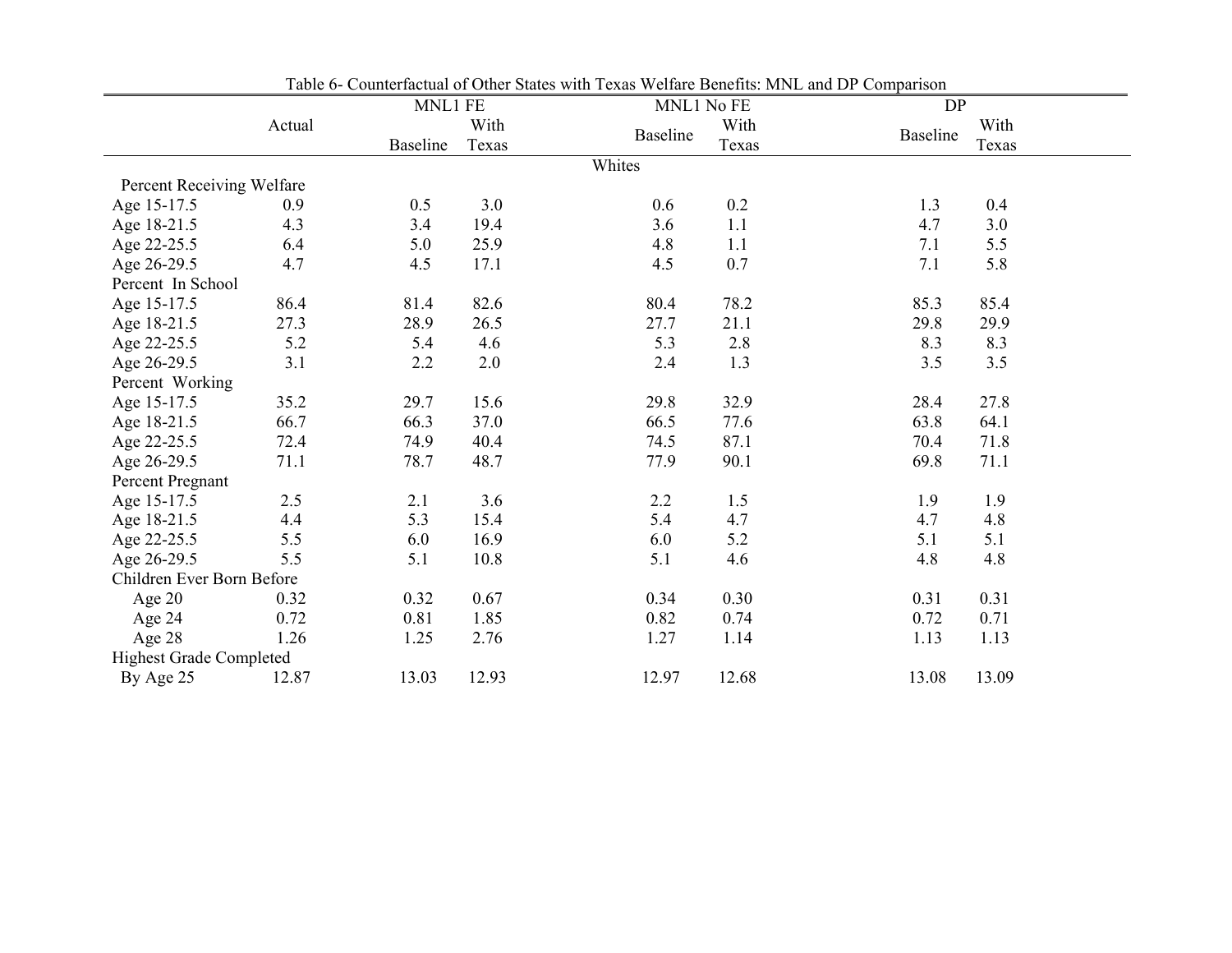Table 6- Counterfactual of Other States with Texas Welfare Benefits: MNL and DP Comparison

| | Actual | MNL1 FE | | MNL1 No FE | | DP | |
|---|---|---|---|---|---|---|---|
| | | Baseline | With Texas | Baseline | With Texas | Baseline | With Texas |
| **Whites** | | | | | | | |
| Percent Receiving Welfare | | | | | | | |
| Age 15-17.5 | 0.9 | 0.5 | 3.0 | 0.6 | 0.2 | 1.3 | 0.4 |
| Age 18-21.5 | 4.3 | 3.4 | 19.4 | 3.6 | 1.1 | 4.7 | 3.0 |
| Age 22-25.5 | 6.4 | 5.0 | 25.9 | 4.8 | 1.1 | 7.1 | 5.5 |
| Age 26-29.5 | 4.7 | 4.5 | 17.1 | 4.5 | 0.7 | 7.1 | 5.8 |
| Percent In School | | | | | | | |
| Age 15-17.5 | 86.4 | 81.4 | 82.6 | 80.4 | 78.2 | 85.3 | 85.4 |
| Age 18-21.5 | 27.3 | 28.9 | 26.5 | 27.7 | 21.1 | 29.8 | 29.9 |
| Age 22-25.5 | 5.2 | 5.4 | 4.6 | 5.3 | 2.8 | 8.3 | 8.3 |
| Age 26-29.5 | 3.1 | 2.2 | 2.0 | 2.4 | 1.3 | 3.5 | 3.5 |
| Percent Working | | | | | | | |
| Age 15-17.5 | 35.2 | 29.7 | 15.6 | 29.8 | 32.9 | 28.4 | 27.8 |
| Age 18-21.5 | 66.7 | 66.3 | 37.0 | 66.5 | 77.6 | 63.8 | 64.1 |
| Age 22-25.5 | 72.4 | 74.9 | 40.4 | 74.5 | 87.1 | 70.4 | 71.8 |
| Age 26-29.5 | 71.1 | 78.7 | 48.7 | 77.9 | 90.1 | 69.8 | 71.1 |
| Percent Pregnant | | | | | | | |
| Age 15-17.5 | 2.5 | 2.1 | 3.6 | 2.2 | 1.5 | 1.9 | 1.9 |
| Age 18-21.5 | 4.4 | 5.3 | 15.4 | 5.4 | 4.7 | 4.7 | 4.8 |
| Age 22-25.5 | 5.5 | 6.0 | 16.9 | 6.0 | 5.2 | 5.1 | 5.1 |
| Age 26-29.5 | 5.5 | 5.1 | 10.8 | 5.1 | 4.6 | 4.8 | 4.8 |
| Children Ever Born Before | | | | | | | |
| Age 20 | 0.32 | 0.32 | 0.67 | 0.34 | 0.30 | 0.31 | 0.31 |
| Age 24 | 0.72 | 0.81 | 1.85 | 0.82 | 0.74 | 0.72 | 0.71 |
| Age 28 | 1.26 | 1.25 | 2.76 | 1.27 | 1.14 | 1.13 | 1.13 |
| Highest Grade Completed | | | | | | | |
| By Age 25 | 12.87 | 13.03 | 12.93 | 12.97 | 12.68 | 13.08 | 13.09 |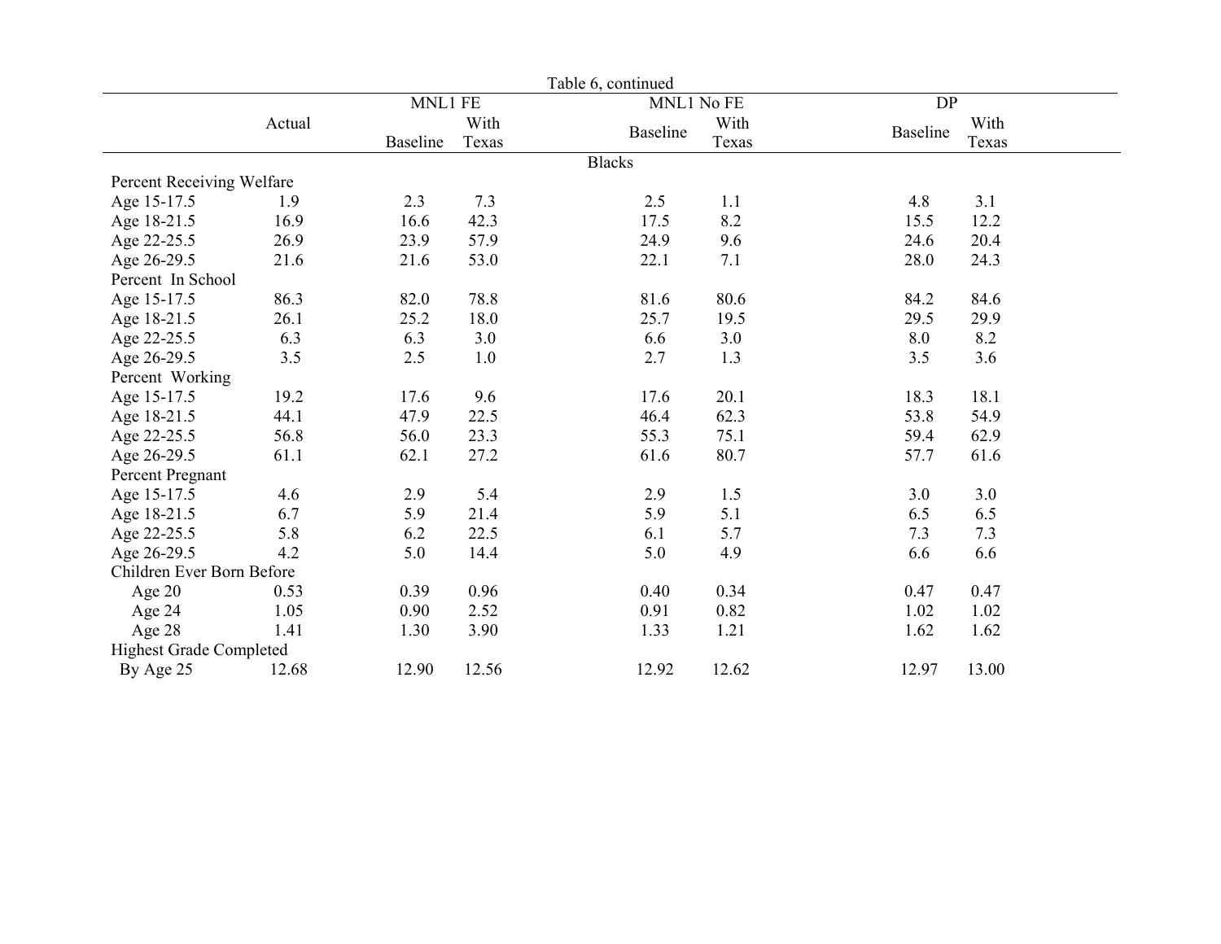Table 6, continued

| | Actual | MNL1 FE | | MNL1 No FE | | DP | |
|---|---|---|---|---|---|---|---|
| | | Baseline | With Texas | Baseline | With Texas | Baseline | With Texas |
| **Blacks** | | | | | | | |
| Percent Receiving Welfare | | | | | | | |
| Age 15-17.5 | 1.9 | 2.3 | 7.3 | 2.5 | 1.1 | 4.8 | 3.1 |
| Age 18-21.5 | 16.9 | 16.6 | 42.3 | 17.5 | 8.2 | 15.5 | 12.2 |
| Age 22-25.5 | 26.9 | 23.9 | 57.9 | 24.9 | 9.6 | 24.6 | 20.4 |
| Age 26-29.5 | 21.6 | 21.6 | 53.0 | 22.1 | 7.1 | 28.0 | 24.3 |
| Percent In School | | | | | | | |
| Age 15-17.5 | 86.3 | 82.0 | 78.8 | 81.6 | 80.6 | 84.2 | 84.6 |
| Age 18-21.5 | 26.1 | 25.2 | 18.0 | 25.7 | 19.5 | 29.5 | 29.9 |
| Age 22-25.5 | 6.3 | 6.3 | 3.0 | 6.6 | 3.0 | 8.0 | 8.2 |
| Age 26-29.5 | 3.5 | 2.5 | 1.0 | 2.7 | 1.3 | 3.5 | 3.6 |
| Percent Working | | | | | | | |
| Age 15-17.5 | 19.2 | 17.6 | 9.6 | 17.6 | 20.1 | 18.3 | 18.1 |
| Age 18-21.5 | 44.1 | 47.9 | 22.5 | 46.4 | 62.3 | 53.8 | 54.9 |
| Age 22-25.5 | 56.8 | 56.0 | 23.3 | 55.3 | 75.1 | 59.4 | 62.9 |
| Age 26-29.5 | 61.1 | 62.1 | 27.2 | 61.6 | 80.7 | 57.7 | 61.6 |
| Percent Pregnant | | | | | | | |
| Age 15-17.5 | 4.6 | 2.9 | 5.4 | 2.9 | 1.5 | 3.0 | 3.0 |
| Age 18-21.5 | 6.7 | 5.9 | 21.4 | 5.9 | 5.1 | 6.5 | 6.5 |
| Age 22-25.5 | 5.8 | 6.2 | 22.5 | 6.1 | 5.7 | 7.3 | 7.3 |
| Age 26-29.5 | 4.2 | 5.0 | 14.4 | 5.0 | 4.9 | 6.6 | 6.6 |
| Children Ever Born Before | | | | | | | |
| Age 20 | 0.53 | 0.39 | 0.96 | 0.40 | 0.34 | 0.47 | 0.47 |
| Age 24 | 1.05 | 0.90 | 2.52 | 0.91 | 0.82 | 1.02 | 1.02 |
| Age 28 | 1.41 | 1.30 | 3.90 | 1.33 | 1.21 | 1.62 | 1.62 |
| Highest Grade Completed | | | | | | | |
| By Age 25 | 12.68 | 12.90 | 12.56 | 12.92 | 12.62 | 12.97 | 13.00 |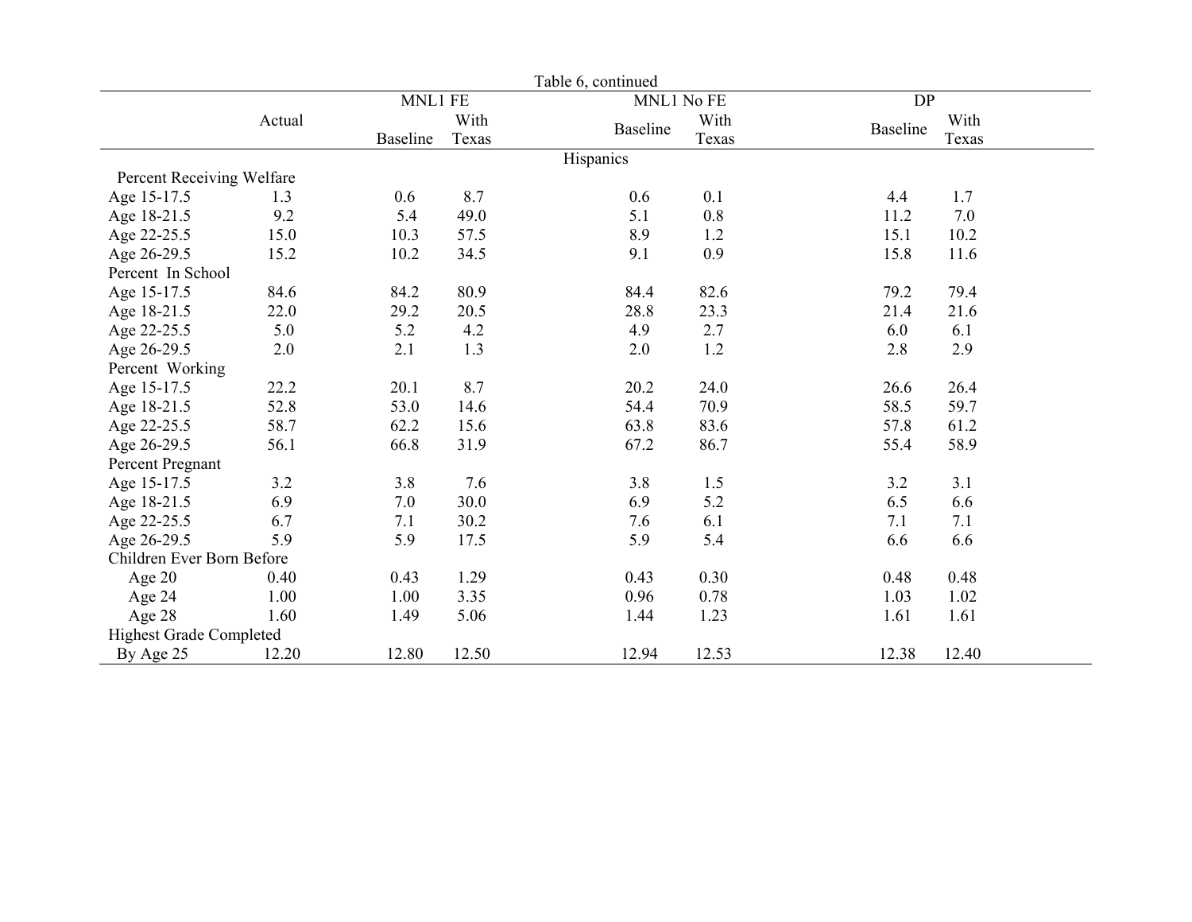Table 6, continued

| | Actual | MNL1 FE | | MNL1 No FE | | DP | |
|---|---|---|---|---|---|---|---|
| | | Baseline | With Texas | Baseline | With Texas | Baseline | With Texas |
| **Hispanics** | | | | | | | |
| Percent Receiving Welfare | | | | | | | |
| Age 15-17.5 | 1.3 | 0.6 | 8.7 | 0.6 | 0.1 | 4.4 | 1.7 |
| Age 18-21.5 | 9.2 | 5.4 | 49.0 | 5.1 | 0.8 | 11.2 | 7.0 |
| Age 22-25.5 | 15.0 | 10.3 | 57.5 | 8.9 | 1.2 | 15.1 | 10.2 |
| Age 26-29.5 | 15.2 | 10.2 | 34.5 | 9.1 | 0.9 | 15.8 | 11.6 |
| Percent In School | | | | | | | |
| Age 15-17.5 | 84.6 | 84.2 | 80.9 | 84.4 | 82.6 | 79.2 | 79.4 |
| Age 18-21.5 | 22.0 | 29.2 | 20.5 | 28.8 | 23.3 | 21.4 | 21.6 |
| Age 22-25.5 | 5.0 | 5.2 | 4.2 | 4.9 | 2.7 | 6.0 | 6.1 |
| Age 26-29.5 | 2.0 | 2.1 | 1.3 | 2.0 | 1.2 | 2.8 | 2.9 |
| Percent Working | | | | | | | |
| Age 15-17.5 | 22.2 | 20.1 | 8.7 | 20.2 | 24.0 | 26.6 | 26.4 |
| Age 18-21.5 | 52.8 | 53.0 | 14.6 | 54.4 | 70.9 | 58.5 | 59.7 |
| Age 22-25.5 | 58.7 | 62.2 | 15.6 | 63.8 | 83.6 | 57.8 | 61.2 |
| Age 26-29.5 | 56.1 | 66.8 | 31.9 | 67.2 | 86.7 | 55.4 | 58.9 |
| Percent Pregnant | | | | | | | |
| Age 15-17.5 | 3.2 | 3.8 | 7.6 | 3.8 | 1.5 | 3.2 | 3.1 |
| Age 18-21.5 | 6.9 | 7.0 | 30.0 | 6.9 | 5.2 | 6.5 | 6.6 |
| Age 22-25.5 | 6.7 | 7.1 | 30.2 | 7.6 | 6.1 | 7.1 | 7.1 |
| Age 26-29.5 | 5.9 | 5.9 | 17.5 | 5.9 | 5.4 | 6.6 | 6.6 |
| Children Ever Born Before | | | | | | | |
| Age 20 | 0.40 | 0.43 | 1.29 | 0.43 | 0.30 | 0.48 | 0.48 |
| Age 24 | 1.00 | 1.00 | 3.35 | 0.96 | 0.78 | 1.03 | 1.02 |
| Age 28 | 1.60 | 1.49 | 5.06 | 1.44 | 1.23 | 1.61 | 1.61 |
| Highest Grade Completed | | | | | | | |
| By Age 25 | 12.20 | 12.80 | 12.50 | 12.94 | 12.53 | 12.38 | 12.40 |